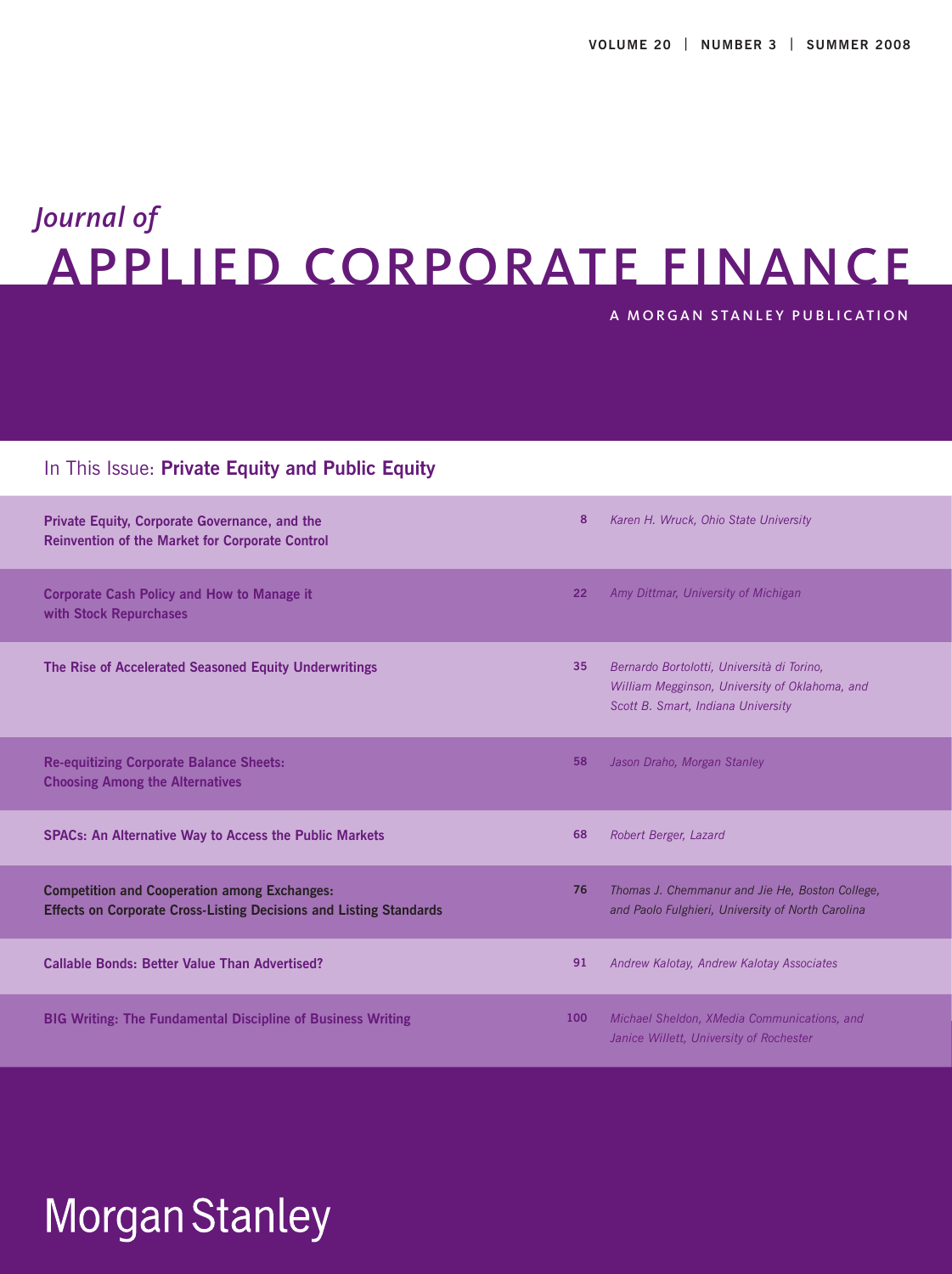VOLUME 20 | NUMBER 3 | SUMMER 2008

# *Journal of* APPLIED CORPORATE FINANCE

A MORGAN STANLEY PUBLICATION

## In This Issue: **Private Equity and Public Equity**

| Article | Page | Author(s) |
|---|---|---|
| **Private Equity, Corporate Governance, and the Reinvention of the Market for Corporate Control** | 8 | *Karen H. Wruck, Ohio State University* |
| **Corporate Cash Policy and How to Manage it with Stock Repurchases** | 22 | *Amy Dittmar, University of Michigan* |
| **The Rise of Accelerated Seasoned Equity Underwritings** | 35 | *Bernardo Bortolotti, Università di Torino, William Megginson, University of Oklahoma, and Scott B. Smart, Indiana University* |
| **Re-equitizing Corporate Balance Sheets: Choosing Among the Alternatives** | 58 | *Jason Draho, Morgan Stanley* |
| **SPACs: An Alternative Way to Access the Public Markets** | 68 | *Robert Berger, Lazard* |
| **Competition and Cooperation among Exchanges: Effects on Corporate Cross-Listing Decisions and Listing Standards** | 76 | *Thomas J. Chemmanur and Jie He, Boston College, and Paolo Fulghieri, University of North Carolina* |
| **Callable Bonds: Better Value Than Advertised?** | 91 | *Andrew Kalotay, Andrew Kalotay Associates* |
| **BIG Writing: The Fundamental Discipline of Business Writing** | 100 | *Michael Sheldon, XMedia Communications, and Janice Willett, University of Rochester* |

Morgan Stanley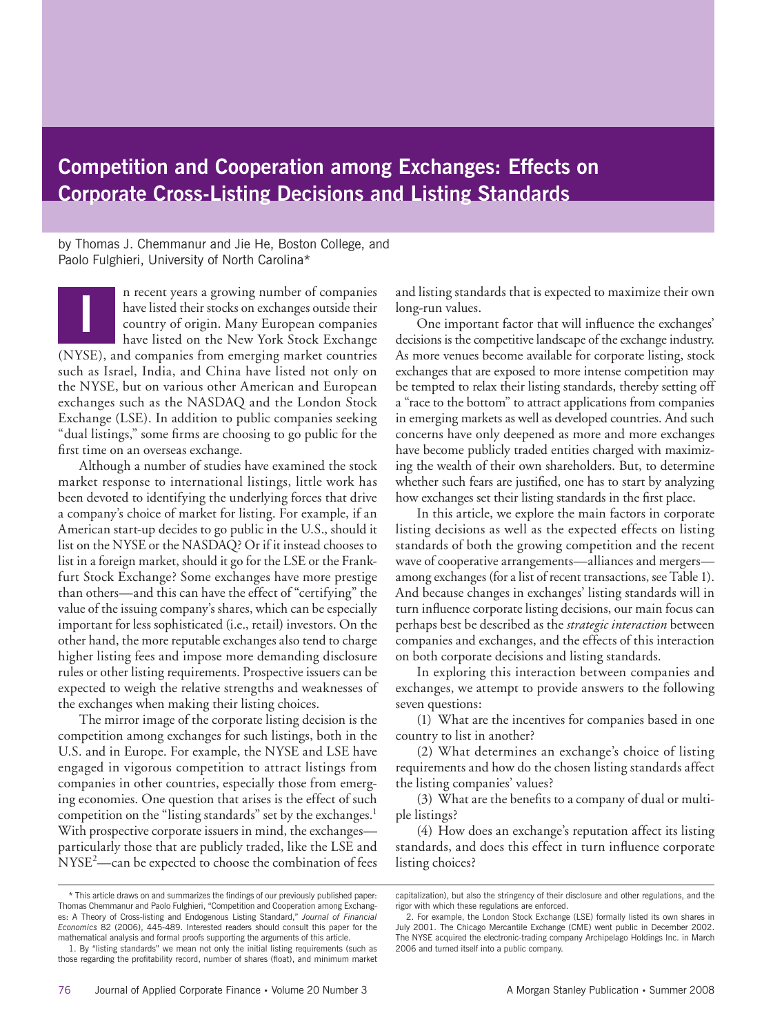# Competition and Cooperation among Exchanges: Effects on Corporate Cross-Listing Decisions and Listing Standards

by Thomas J. Chemmanur and Jie He, Boston College, and Paolo Fulghieri, University of North Carolina*

In recent years a growing number of companies have listed their stocks on exchanges outside their country of origin. Many European companies have listed on the New York Stock Exchange (NYSE), and companies from emerging market countries such as Israel, India, and China have listed not only on the NYSE, but on various other American and European exchanges such as the NASDAQ and the London Stock Exchange (LSE). In addition to public companies seeking "dual listings," some firms are choosing to go public for the first time on an overseas exchange.

Although a number of studies have examined the stock market response to international listings, little work has been devoted to identifying the underlying forces that drive a company's choice of market for listing. For example, if an American start-up decides to go public in the U.S., should it list on the NYSE or the NASDAQ? Or if it instead chooses to list in a foreign market, should it go for the LSE or the Frankfurt Stock Exchange? Some exchanges have more prestige than others—and this can have the effect of "certifying" the value of the issuing company's shares, which can be especially important for less sophisticated (i.e., retail) investors. On the other hand, the more reputable exchanges also tend to charge higher listing fees and impose more demanding disclosure rules or other listing requirements. Prospective issuers can be expected to weigh the relative strengths and weaknesses of the exchanges when making their listing choices.

The mirror image of the corporate listing decision is the competition among exchanges for such listings, both in the U.S. and in Europe. For example, the NYSE and LSE have engaged in vigorous competition to attract listings from companies in other countries, especially those from emerging economies. One question that arises is the effect of such competition on the "listing standards" set by the exchanges.[1] With prospective corporate issuers in mind, the exchanges—particularly those that are publicly traded, like the LSE and NYSE[2]—can be expected to choose the combination of fees and listing standards that is expected to maximize their own long-run values.

One important factor that will influence the exchanges' decisions is the competitive landscape of the exchange industry. As more venues become available for corporate listing, stock exchanges that are exposed to more intense competition may be tempted to relax their listing standards, thereby setting off a "race to the bottom" to attract applications from companies in emerging markets as well as developed countries. And such concerns have only deepened as more and more exchanges have become publicly traded entities charged with maximizing the wealth of their own shareholders. But, to determine whether such fears are justified, one has to start by analyzing how exchanges set their listing standards in the first place.

In this article, we explore the main factors in corporate listing decisions as well as the expected effects on listing standards of both the growing competition and the recent wave of cooperative arrangements—alliances and mergers—among exchanges (for a list of recent transactions, see Table 1). And because changes in exchanges' listing standards will in turn influence corporate listing decisions, our main focus can perhaps best be described as the *strategic interaction* between companies and exchanges, and the effects of this interaction on both corporate decisions and listing standards.

In exploring this interaction between companies and exchanges, we attempt to provide answers to the following seven questions:

(1) What are the incentives for companies based in one country to list in another?

(2) What determines an exchange's choice of listing requirements and how do the chosen listing standards affect the listing companies' values?

(3) What are the benefits to a company of dual or multiple listings?

(4) How does an exchange's reputation affect its listing standards, and does this effect in turn influence corporate listing choices?

---

* This article draws on and summarizes the findings of our previously published paper: Thomas Chemmanur and Paolo Fulghieri, "Competition and Cooperation among Exchanges: A Theory of Cross-listing and Endogenous Listing Standard," *Journal of Financial Economics* 82 (2006), 445-489. Interested readers should consult this paper for the mathematical analysis and formal proofs supporting the arguments of this article.

1. By "listing standards" we mean not only the initial listing requirements (such as those regarding the profitability record, number of shares (float), and minimum market capitalization), but also the stringency of their disclosure and other regulations, and the rigor with which these regulations are enforced.

2. For example, the London Stock Exchange (LSE) formally listed its own shares in July 2001. The Chicago Mercantile Exchange (CME) went public in December 2002. The NYSE acquired the electronic-trading company Archipelago Holdings Inc. in March 2006 and turned itself into a public company.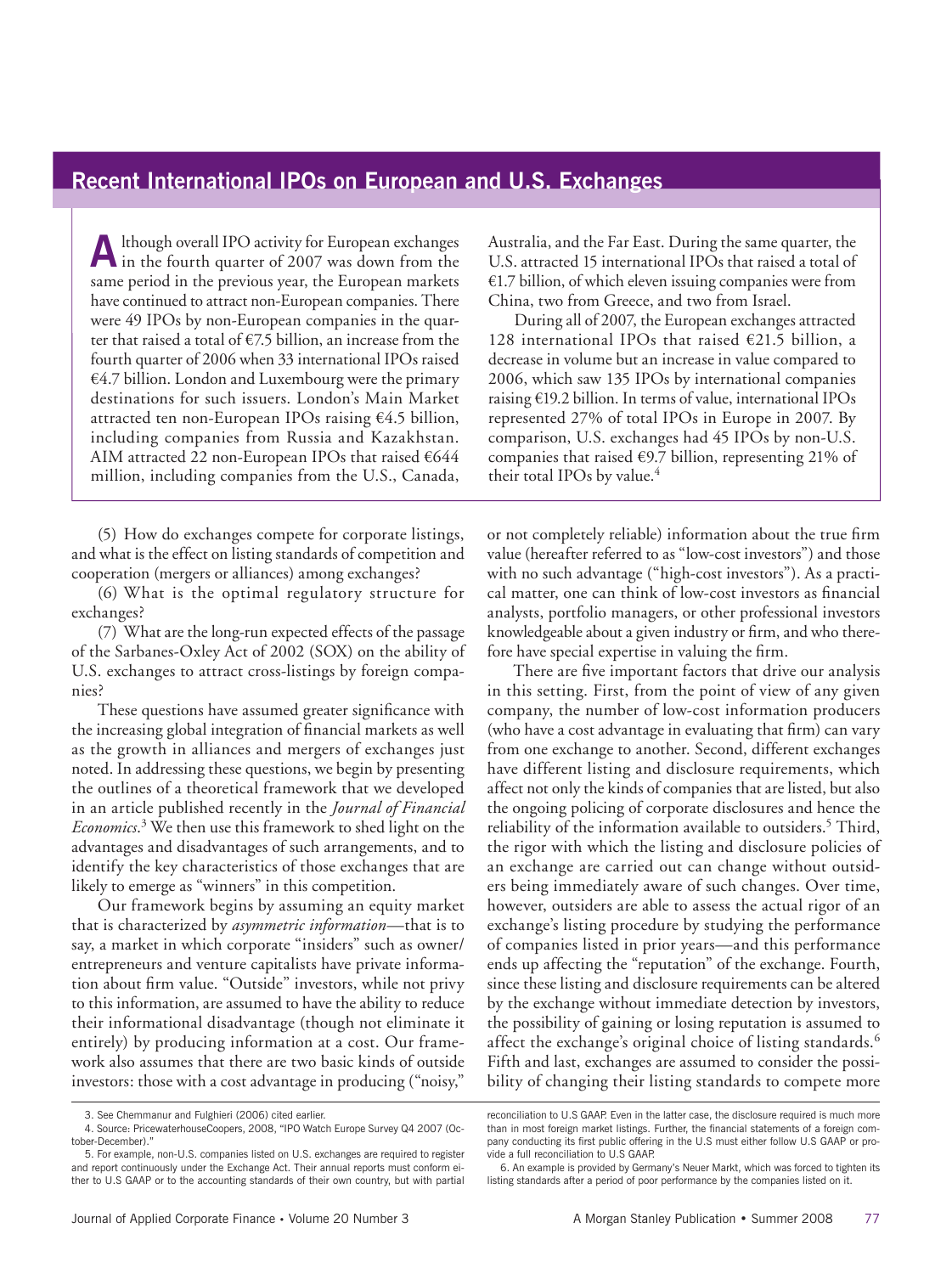## Recent International IPOs on European and U.S. Exchanges

Although overall IPO activity for European exchanges in the fourth quarter of 2007 was down from the same period in the previous year, the European markets have continued to attract non-European companies. There were 49 IPOs by non-European companies in the quarter that raised a total of €7.5 billion, an increase from the fourth quarter of 2006 when 33 international IPOs raised €4.7 billion. London and Luxembourg were the primary destinations for such issuers. London's Main Market attracted ten non-European IPOs raising €4.5 billion, including companies from Russia and Kazakhstan. AIM attracted 22 non-European IPOs that raised €644 million, including companies from the U.S., Canada, Australia, and the Far East. During the same quarter, the U.S. attracted 15 international IPOs that raised a total of €1.7 billion, of which eleven issuing companies were from China, two from Greece, and two from Israel.

During all of 2007, the European exchanges attracted 128 international IPOs that raised €21.5 billion, a decrease in volume but an increase in value compared to 2006, which saw 135 IPOs by international companies raising €19.2 billion. In terms of value, international IPOs represented 27% of total IPOs in Europe in 2007. By comparison, U.S. exchanges had 45 IPOs by non-U.S. companies that raised €9.7 billion, representing 21% of their total IPOs by value.[4]

(5) How do exchanges compete for corporate listings, and what is the effect on listing standards of competition and cooperation (mergers or alliances) among exchanges?

(6) What is the optimal regulatory structure for exchanges?

(7) What are the long-run expected effects of the passage of the Sarbanes-Oxley Act of 2002 (SOX) on the ability of U.S. exchanges to attract cross-listings by foreign companies?

These questions have assumed greater significance with the increasing global integration of financial markets as well as the growth in alliances and mergers of exchanges just noted. In addressing these questions, we begin by presenting the outlines of a theoretical framework that we developed in an article published recently in the *Journal of Financial Economics*.[3] We then use this framework to shed light on the advantages and disadvantages of such arrangements, and to identify the key characteristics of those exchanges that are likely to emerge as "winners" in this competition.

Our framework begins by assuming an equity market that is characterized by *asymmetric information*—that is to say, a market in which corporate "insiders" such as owner/entrepreneurs and venture capitalists have private information about firm value. "Outside" investors, while not privy to this information, are assumed to have the ability to reduce their informational disadvantage (though not eliminate it entirely) by producing information at a cost. Our framework also assumes that there are two basic kinds of outside investors: those with a cost advantage in producing ("noisy," or not completely reliable) information about the true firm value (hereafter referred to as "low-cost investors") and those with no such advantage ("high-cost investors"). As a practical matter, one can think of low-cost investors as financial analysts, portfolio managers, or other professional investors knowledgeable about a given industry or firm, and who therefore have special expertise in valuing the firm.

There are five important factors that drive our analysis in this setting. First, from the point of view of any given company, the number of low-cost information producers (who have a cost advantage in evaluating that firm) can vary from one exchange to another. Second, different exchanges have different listing and disclosure requirements, which affect not only the kinds of companies that are listed, but also the ongoing policing of corporate disclosures and hence the reliability of the information available to outsiders.[5] Third, the rigor with which the listing and disclosure policies of an exchange are carried out can change without outsiders being immediately aware of such changes. Over time, however, outsiders are able to assess the actual rigor of an exchange's listing procedure by studying the performance of companies listed in prior years—and this performance ends up affecting the "reputation" of the exchange. Fourth, since these listing and disclosure requirements can be altered by the exchange without immediate detection by investors, the possibility of gaining or losing reputation is assumed to affect the exchange's original choice of listing standards.[6] Fifth and last, exchanges are assumed to consider the possibility of changing their listing standards to compete more

3. See Chemmanur and Fulghieri (2006) cited earlier.

4. Source: PricewaterhouseCoopers, 2008, "IPO Watch Europe Survey Q4 2007 (October-December)."

5. For example, non-U.S. companies listed on U.S. exchanges are required to register and report continuously under the Exchange Act. Their annual reports must conform either to U.S GAAP or to the accounting standards of their own country, but with partial reconciliation to U.S GAAP. Even in the latter case, the disclosure required is much more than in most foreign market listings. Further, the financial statements of a foreign company conducting its first public offering in the U.S must either follow U.S GAAP or provide a full reconciliation to U.S GAAP.

6. An example is provided by Germany's Neuer Markt, which was forced to tighten its listing standards after a period of poor performance by the companies listed on it.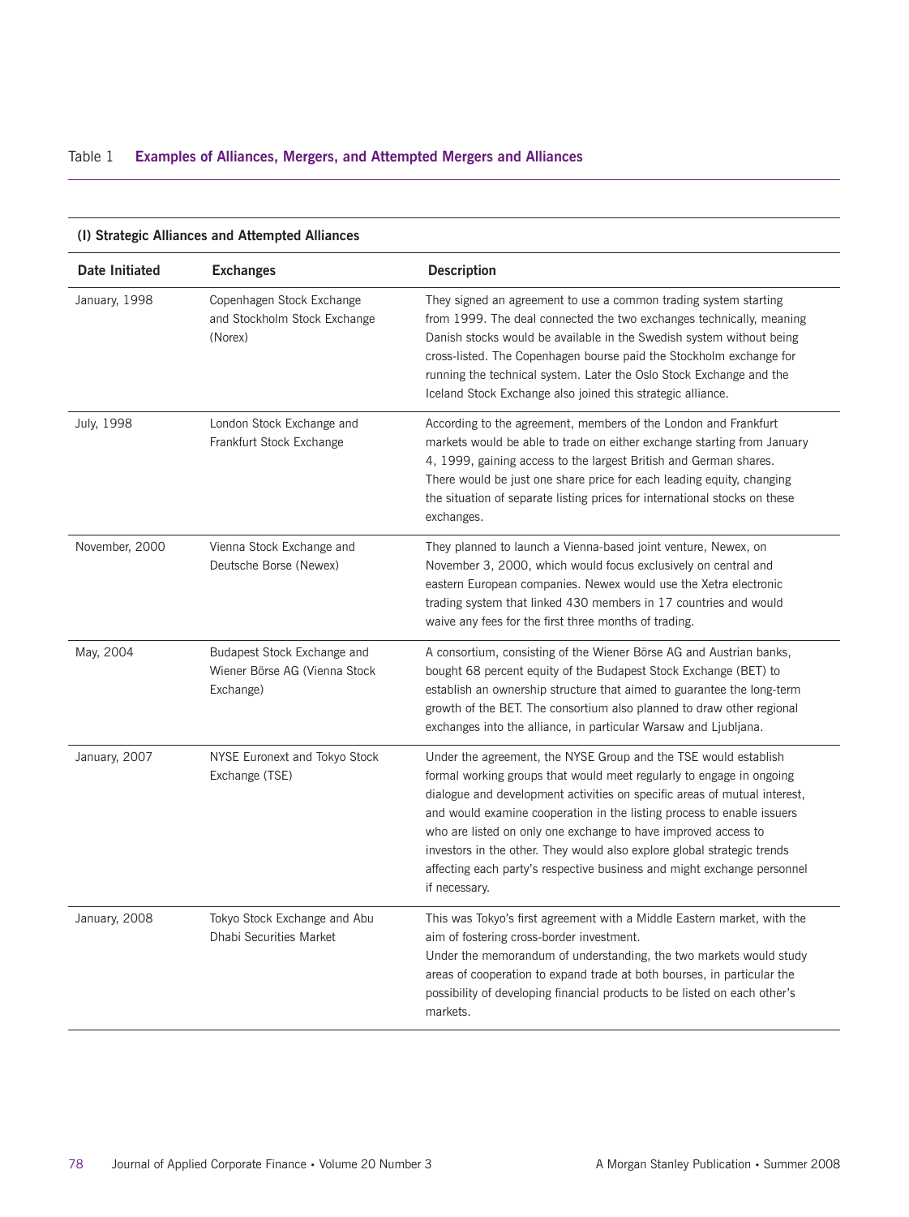Table 1 **Examples of Alliances, Mergers, and Attempted Mergers and Alliances**

**(I) Strategic Alliances and Attempted Alliances**

| Date Initiated | Exchanges | Description |
|---|---|---|
| January, 1998 | Copenhagen Stock Exchange and Stockholm Stock Exchange (Norex) | They signed an agreement to use a common trading system starting from 1999. The deal connected the two exchanges technically, meaning Danish stocks would be available in the Swedish system without being cross-listed. The Copenhagen bourse paid the Stockholm exchange for running the technical system. Later the Oslo Stock Exchange and the Iceland Stock Exchange also joined this strategic alliance. |
| July, 1998 | London Stock Exchange and Frankfurt Stock Exchange | According to the agreement, members of the London and Frankfurt markets would be able to trade on either exchange starting from January 4, 1999, gaining access to the largest British and German shares. There would be just one share price for each leading equity, changing the situation of separate listing prices for international stocks on these exchanges. |
| November, 2000 | Vienna Stock Exchange and Deutsche Borse (Newex) | They planned to launch a Vienna-based joint venture, Newex, on November 3, 2000, which would focus exclusively on central and eastern European companies. Newex would use the Xetra electronic trading system that linked 430 members in 17 countries and would waive any fees for the first three months of trading. |
| May, 2004 | Budapest Stock Exchange and Wiener Börse AG (Vienna Stock Exchange) | A consortium, consisting of the Wiener Börse AG and Austrian banks, bought 68 percent equity of the Budapest Stock Exchange (BET) to establish an ownership structure that aimed to guarantee the long-term growth of the BET. The consortium also planned to draw other regional exchanges into the alliance, in particular Warsaw and Ljubljana. |
| January, 2007 | NYSE Euronext and Tokyo Stock Exchange (TSE) | Under the agreement, the NYSE Group and the TSE would establish formal working groups that would meet regularly to engage in ongoing dialogue and development activities on specific areas of mutual interest, and would examine cooperation in the listing process to enable issuers who are listed on only one exchange to have improved access to investors in the other. They would also explore global strategic trends affecting each party's respective business and might exchange personnel if necessary. |
| January, 2008 | Tokyo Stock Exchange and Abu Dhabi Securities Market | This was Tokyo's first agreement with a Middle Eastern market, with the aim of fostering cross-border investment. Under the memorandum of understanding, the two markets would study areas of cooperation to expand trade at both bourses, in particular the possibility of developing financial products to be listed on each other's markets. |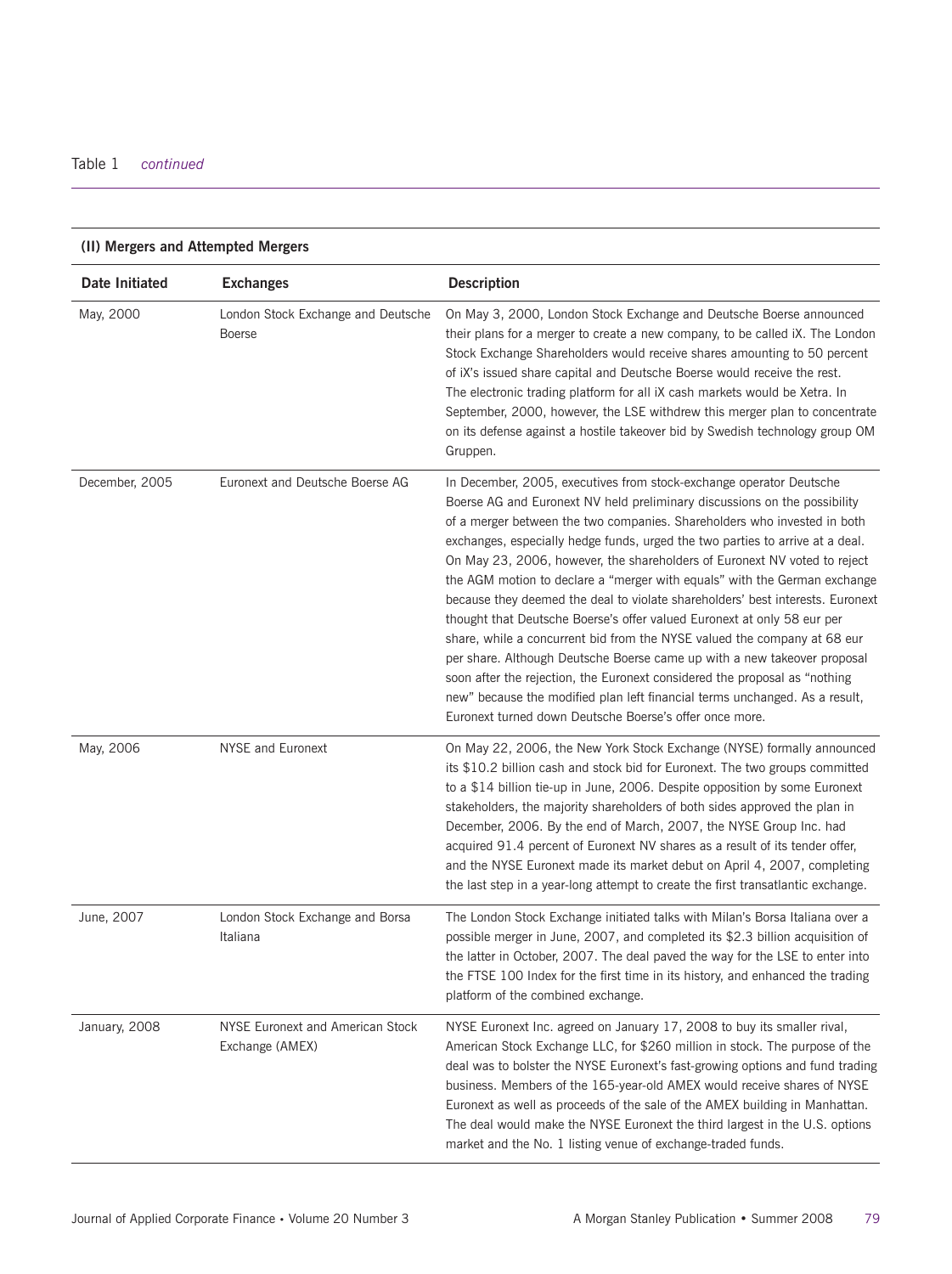Table 1 *continued*

**(II) Mergers and Attempted Mergers**

| Date Initiated | Exchanges | Description |
|---|---|---|
| May, 2000 | London Stock Exchange and Deutsche Boerse | On May 3, 2000, London Stock Exchange and Deutsche Boerse announced their plans for a merger to create a new company, to be called iX. The London Stock Exchange Shareholders would receive shares amounting to 50 percent of iX's issued share capital and Deutsche Boerse would receive the rest. The electronic trading platform for all iX cash markets would be Xetra. In September, 2000, however, the LSE withdrew this merger plan to concentrate on its defense against a hostile takeover bid by Swedish technology group OM Gruppen. |
| December, 2005 | Euronext and Deutsche Boerse AG | In December, 2005, executives from stock-exchange operator Deutsche Boerse AG and Euronext NV held preliminary discussions on the possibility of a merger between the two companies. Shareholders who invested in both exchanges, especially hedge funds, urged the two parties to arrive at a deal. On May 23, 2006, however, the shareholders of Euronext NV voted to reject the AGM motion to declare a "merger with equals" with the German exchange because they deemed the deal to violate shareholders' best interests. Euronext thought that Deutsche Boerse's offer valued Euronext at only 58 eur per share, while a concurrent bid from the NYSE valued the company at 68 eur per share. Although Deutsche Boerse came up with a new takeover proposal soon after the rejection, the Euronext considered the proposal as "nothing new" because the modified plan left financial terms unchanged. As a result, Euronext turned down Deutsche Boerse's offer once more. |
| May, 2006 | NYSE and Euronext | On May 22, 2006, the New York Stock Exchange (NYSE) formally announced its $10.2 billion cash and stock bid for Euronext. The two groups committed to a $14 billion tie-up in June, 2006. Despite opposition by some Euronext stakeholders, the majority shareholders of both sides approved the plan in December, 2006. By the end of March, 2007, the NYSE Group Inc. had acquired 91.4 percent of Euronext NV shares as a result of its tender offer, and the NYSE Euronext made its market debut on April 4, 2007, completing the last step in a year-long attempt to create the first transatlantic exchange. |
| June, 2007 | London Stock Exchange and Borsa Italiana | The London Stock Exchange initiated talks with Milan's Borsa Italiana over a possible merger in June, 2007, and completed its $2.3 billion acquisition of the latter in October, 2007. The deal paved the way for the LSE to enter into the FTSE 100 Index for the first time in its history, and enhanced the trading platform of the combined exchange. |
| January, 2008 | NYSE Euronext and American Stock Exchange (AMEX) | NYSE Euronext Inc. agreed on January 17, 2008 to buy its smaller rival, American Stock Exchange LLC, for $260 million in stock. The purpose of the deal was to bolster the NYSE Euronext's fast-growing options and fund trading business. Members of the 165-year-old AMEX would receive shares of NYSE Euronext as well as proceeds of the sale of the AMEX building in Manhattan. The deal would make the NYSE Euronext the third largest in the U.S. options market and the No. 1 listing venue of exchange-traded funds. |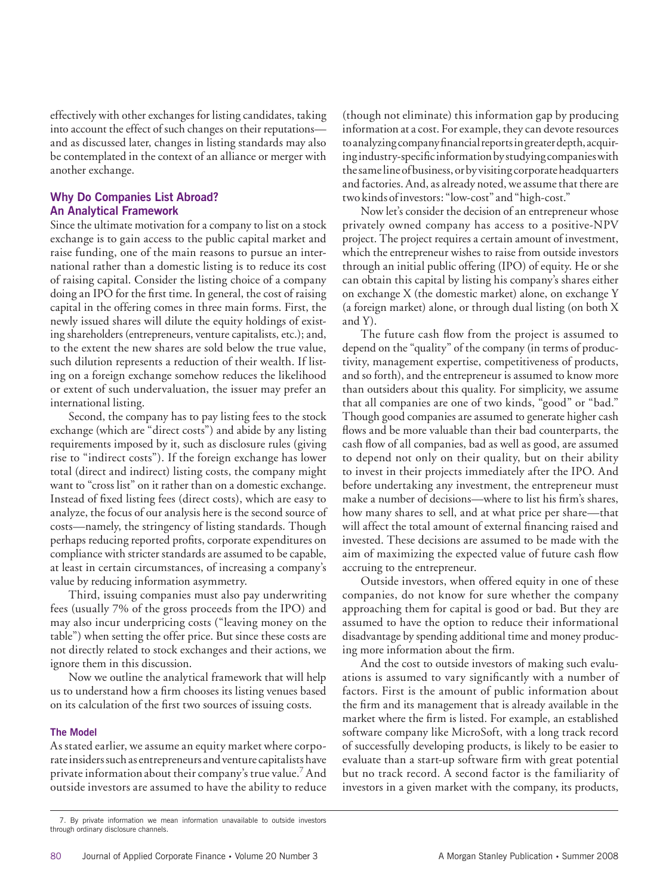effectively with other exchanges for listing candidates, taking into account the effect of such changes on their reputations—and as discussed later, changes in listing standards may also be contemplated in the context of an alliance or merger with another exchange.

## Why Do Companies List Abroad? An Analytical Framework

Since the ultimate motivation for a company to list on a stock exchange is to gain access to the public capital market and raise funding, one of the main reasons to pursue an international rather than a domestic listing is to reduce its cost of raising capital. Consider the listing choice of a company doing an IPO for the first time. In general, the cost of raising capital in the offering comes in three main forms. First, the newly issued shares will dilute the equity holdings of existing shareholders (entrepreneurs, venture capitalists, etc.); and, to the extent the new shares are sold below the true value, such dilution represents a reduction of their wealth. If listing on a foreign exchange somehow reduces the likelihood or extent of such undervaluation, the issuer may prefer an international listing.

Second, the company has to pay listing fees to the stock exchange (which are "direct costs") and abide by any listing requirements imposed by it, such as disclosure rules (giving rise to "indirect costs"). If the foreign exchange has lower total (direct and indirect) listing costs, the company might want to "cross list" on it rather than on a domestic exchange. Instead of fixed listing fees (direct costs), which are easy to analyze, the focus of our analysis here is the second source of costs—namely, the stringency of listing standards. Though perhaps reducing reported profits, corporate expenditures on compliance with stricter standards are assumed to be capable, at least in certain circumstances, of increasing a company's value by reducing information asymmetry.

Third, issuing companies must also pay underwriting fees (usually 7% of the gross proceeds from the IPO) and may also incur underpricing costs ("leaving money on the table") when setting the offer price. But since these costs are not directly related to stock exchanges and their actions, we ignore them in this discussion.

Now we outline the analytical framework that will help us to understand how a firm chooses its listing venues based on its calculation of the first two sources of issuing costs.

### The Model

As stated earlier, we assume an equity market where corporate insiders such as entrepreneurs and venture capitalists have private information about their company's true value.[7] And outside investors are assumed to have the ability to reduce (though not eliminate) this information gap by producing information at a cost. For example, they can devote resources to analyzing company financial reports in greater depth, acquiring industry-specific information by studying companies with the same line of business, or by visiting corporate headquarters and factories. And, as already noted, we assume that there are two kinds of investors: "low-cost" and "high-cost."

Now let's consider the decision of an entrepreneur whose privately owned company has access to a positive-NPV project. The project requires a certain amount of investment, which the entrepreneur wishes to raise from outside investors through an initial public offering (IPO) of equity. He or she can obtain this capital by listing his company's shares either on exchange X (the domestic market) alone, on exchange Y (a foreign market) alone, or through dual listing (on both X and Y).

The future cash flow from the project is assumed to depend on the "quality" of the company (in terms of productivity, management expertise, competitiveness of products, and so forth), and the entrepreneur is assumed to know more than outsiders about this quality. For simplicity, we assume that all companies are one of two kinds, "good" or "bad." Though good companies are assumed to generate higher cash flows and be more valuable than their bad counterparts, the cash flow of all companies, bad as well as good, are assumed to depend not only on their quality, but on their ability to invest in their projects immediately after the IPO. And before undertaking any investment, the entrepreneur must make a number of decisions—where to list his firm's shares, how many shares to sell, and at what price per share—that will affect the total amount of external financing raised and invested. These decisions are assumed to be made with the aim of maximizing the expected value of future cash flow accruing to the entrepreneur.

Outside investors, when offered equity in one of these companies, do not know for sure whether the company approaching them for capital is good or bad. But they are assumed to have the option to reduce their informational disadvantage by spending additional time and money producing more information about the firm.

And the cost to outside investors of making such evaluations is assumed to vary significantly with a number of factors. First is the amount of public information about the firm and its management that is already available in the market where the firm is listed. For example, an established software company like MicroSoft, with a long track record of successfully developing products, is likely to be easier to evaluate than a start-up software firm with great potential but no track record. A second factor is the familiarity of investors in a given market with the company, its products,

7. By private information we mean information unavailable to outside investors through ordinary disclosure channels.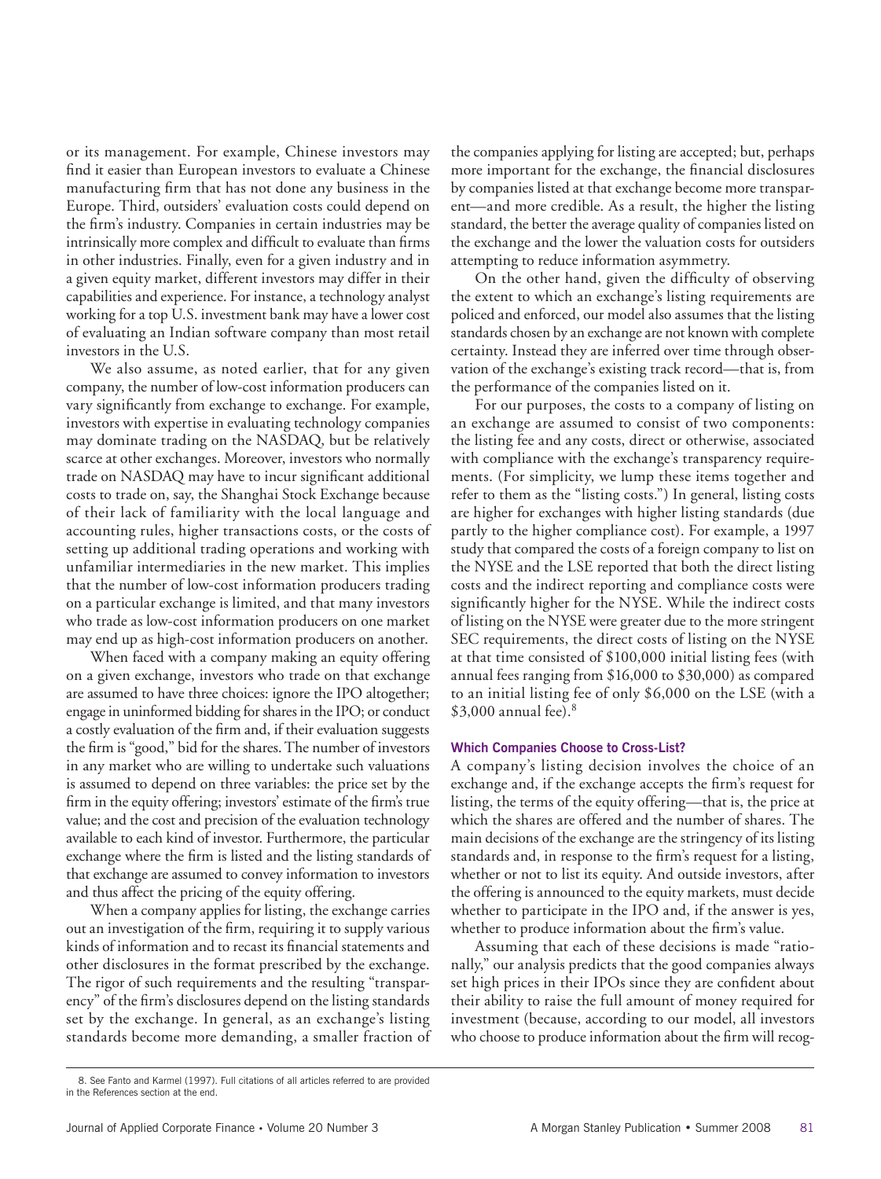or its management. For example, Chinese investors may find it easier than European investors to evaluate a Chinese manufacturing firm that has not done any business in the Europe. Third, outsiders' evaluation costs could depend on the firm's industry. Companies in certain industries may be intrinsically more complex and difficult to evaluate than firms in other industries. Finally, even for a given industry and in a given equity market, different investors may differ in their capabilities and experience. For instance, a technology analyst working for a top U.S. investment bank may have a lower cost of evaluating an Indian software company than most retail investors in the U.S.

We also assume, as noted earlier, that for any given company, the number of low-cost information producers can vary significantly from exchange to exchange. For example, investors with expertise in evaluating technology companies may dominate trading on the NASDAQ, but be relatively scarce at other exchanges. Moreover, investors who normally trade on NASDAQ may have to incur significant additional costs to trade on, say, the Shanghai Stock Exchange because of their lack of familiarity with the local language and accounting rules, higher transactions costs, or the costs of setting up additional trading operations and working with unfamiliar intermediaries in the new market. This implies that the number of low-cost information producers trading on a particular exchange is limited, and that many investors who trade as low-cost information producers on one market may end up as high-cost information producers on another.

When faced with a company making an equity offering on a given exchange, investors who trade on that exchange are assumed to have three choices: ignore the IPO altogether; engage in uninformed bidding for shares in the IPO; or conduct a costly evaluation of the firm and, if their evaluation suggests the firm is "good," bid for the shares. The number of investors in any market who are willing to undertake such valuations is assumed to depend on three variables: the price set by the firm in the equity offering; investors' estimate of the firm's true value; and the cost and precision of the evaluation technology available to each kind of investor. Furthermore, the particular exchange where the firm is listed and the listing standards of that exchange are assumed to convey information to investors and thus affect the pricing of the equity offering.

When a company applies for listing, the exchange carries out an investigation of the firm, requiring it to supply various kinds of information and to recast its financial statements and other disclosures in the format prescribed by the exchange. The rigor of such requirements and the resulting "transparency" of the firm's disclosures depend on the listing standards set by the exchange. In general, as an exchange's listing standards become more demanding, a smaller fraction of the companies applying for listing are accepted; but, perhaps more important for the exchange, the financial disclosures by companies listed at that exchange become more transparent—and more credible. As a result, the higher the listing standard, the better the average quality of companies listed on the exchange and the lower the valuation costs for outsiders attempting to reduce information asymmetry.

On the other hand, given the difficulty of observing the extent to which an exchange's listing requirements are policed and enforced, our model also assumes that the listing standards chosen by an exchange are not known with complete certainty. Instead they are inferred over time through observation of the exchange's existing track record—that is, from the performance of the companies listed on it.

For our purposes, the costs to a company of listing on an exchange are assumed to consist of two components: the listing fee and any costs, direct or otherwise, associated with compliance with the exchange's transparency requirements. (For simplicity, we lump these items together and refer to them as the "listing costs.") In general, listing costs are higher for exchanges with higher listing standards (due partly to the higher compliance cost). For example, a 1997 study that compared the costs of a foreign company to list on the NYSE and the LSE reported that both the direct listing costs and the indirect reporting and compliance costs were significantly higher for the NYSE. While the indirect costs of listing on the NYSE were greater due to the more stringent SEC requirements, the direct costs of listing on the NYSE at that time consisted of $100,000 initial listing fees (with annual fees ranging from $16,000 to $30,000) as compared to an initial listing fee of only $6,000 on the LSE (with a $3,000 annual fee).[8]

### Which Companies Choose to Cross-List?

A company's listing decision involves the choice of an exchange and, if the exchange accepts the firm's request for listing, the terms of the equity offering—that is, the price at which the shares are offered and the number of shares. The main decisions of the exchange are the stringency of its listing standards and, in response to the firm's request for a listing, whether or not to list its equity. And outside investors, after the offering is announced to the equity markets, must decide whether to participate in the IPO and, if the answer is yes, whether to produce information about the firm's value.

Assuming that each of these decisions is made "rationally," our analysis predicts that the good companies always set high prices in their IPOs since they are confident about their ability to raise the full amount of money required for investment (because, according to our model, all investors who choose to produce information about the firm will recog-

8. See Fanto and Karmel (1997). Full citations of all articles referred to are provided in the References section at the end.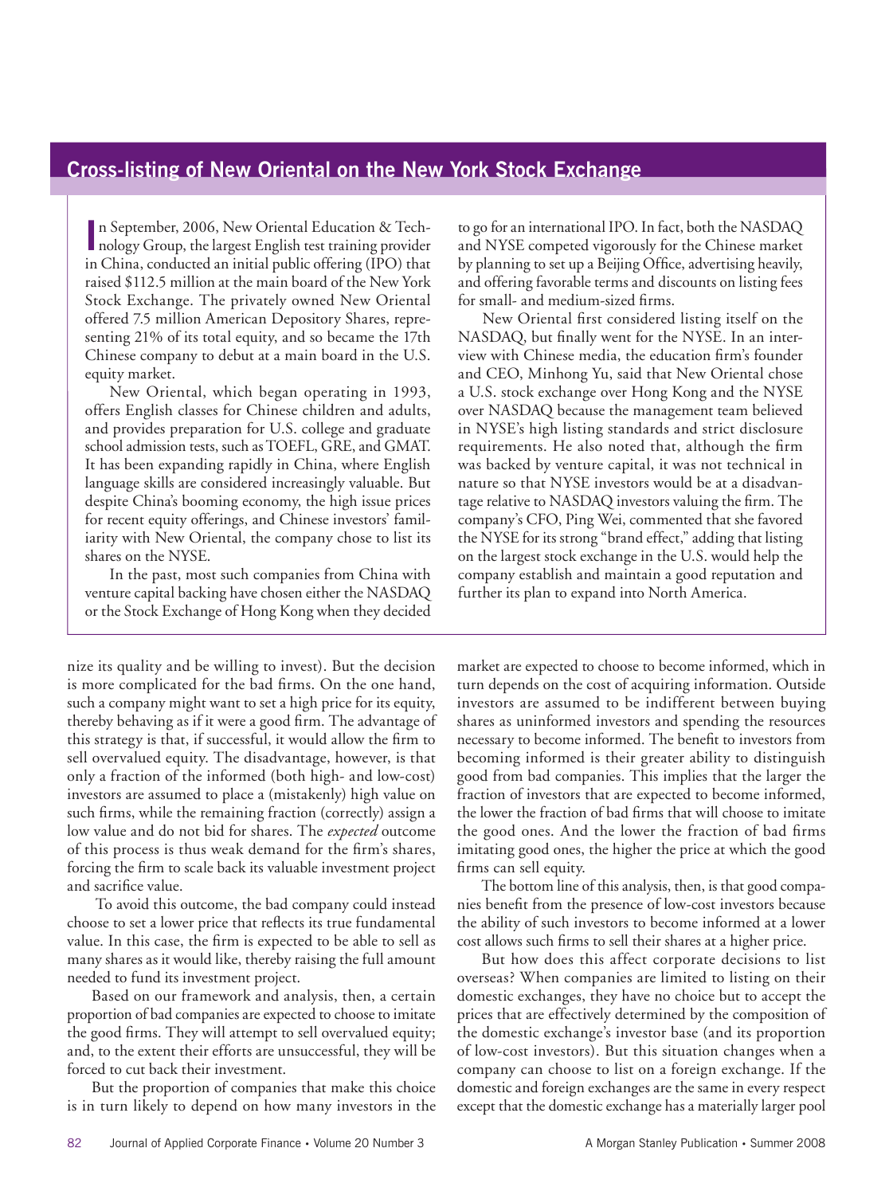## Cross-listing of New Oriental on the New York Stock Exchange

In September, 2006, New Oriental Education & Technology Group, the largest English test training provider in China, conducted an initial public offering (IPO) that raised $112.5 million at the main board of the New York Stock Exchange. The privately owned New Oriental offered 7.5 million American Depository Shares, representing 21% of its total equity, and so became the 17th Chinese company to debut at a main board in the U.S. equity market.

New Oriental, which began operating in 1993, offers English classes for Chinese children and adults, and provides preparation for U.S. college and graduate school admission tests, such as TOEFL, GRE, and GMAT. It has been expanding rapidly in China, where English language skills are considered increasingly valuable. But despite China's booming economy, the high issue prices for recent equity offerings, and Chinese investors' familiarity with New Oriental, the company chose to list its shares on the NYSE.

In the past, most such companies from China with venture capital backing have chosen either the NASDAQ or the Stock Exchange of Hong Kong when they decided to go for an international IPO. In fact, both the NASDAQ and NYSE competed vigorously for the Chinese market by planning to set up a Beijing Office, advertising heavily, and offering favorable terms and discounts on listing fees for small- and medium-sized firms.

New Oriental first considered listing itself on the NASDAQ, but finally went for the NYSE. In an interview with Chinese media, the education firm's founder and CEO, Minhong Yu, said that New Oriental chose a U.S. stock exchange over Hong Kong and the NYSE over NASDAQ because the management team believed in NYSE's high listing standards and strict disclosure requirements. He also noted that, although the firm was backed by venture capital, it was not technical in nature so that NYSE investors would be at a disadvantage relative to NASDAQ investors valuing the firm. The company's CFO, Ping Wei, commented that she favored the NYSE for its strong "brand effect," adding that listing on the largest stock exchange in the U.S. would help the company establish and maintain a good reputation and further its plan to expand into North America.

---

nize its quality and be willing to invest). But the decision is more complicated for the bad firms. On the one hand, such a company might want to set a high price for its equity, thereby behaving as if it were a good firm. The advantage of this strategy is that, if successful, it would allow the firm to sell overvalued equity. The disadvantage, however, is that only a fraction of the informed (both high- and low-cost) investors are assumed to place a (mistakenly) high value on such firms, while the remaining fraction (correctly) assign a low value and do not bid for shares. The *expected* outcome of this process is thus weak demand for the firm's shares, forcing the firm to scale back its valuable investment project and sacrifice value.

To avoid this outcome, the bad company could instead choose to set a lower price that reflects its true fundamental value. In this case, the firm is expected to be able to sell as many shares as it would like, thereby raising the full amount needed to fund its investment project.

Based on our framework and analysis, then, a certain proportion of bad companies are expected to choose to imitate the good firms. They will attempt to sell overvalued equity; and, to the extent their efforts are unsuccessful, they will be forced to cut back their investment.

But the proportion of companies that make this choice is in turn likely to depend on how many investors in the market are expected to choose to become informed, which in turn depends on the cost of acquiring information. Outside investors are assumed to be indifferent between buying shares as uninformed investors and spending the resources necessary to become informed. The benefit to investors from becoming informed is their greater ability to distinguish good from bad companies. This implies that the larger the fraction of investors that are expected to become informed, the lower the fraction of bad firms that will choose to imitate the good ones. And the lower the fraction of bad firms imitating good ones, the higher the price at which the good firms can sell equity.

The bottom line of this analysis, then, is that good companies benefit from the presence of low-cost investors because the ability of such investors to become informed at a lower cost allows such firms to sell their shares at a higher price.

But how does this affect corporate decisions to list overseas? When companies are limited to listing on their domestic exchanges, they have no choice but to accept the prices that are effectively determined by the composition of the domestic exchange's investor base (and its proportion of low-cost investors). But this situation changes when a company can choose to list on a foreign exchange. If the domestic and foreign exchanges are the same in every respect except that the domestic exchange has a materially larger pool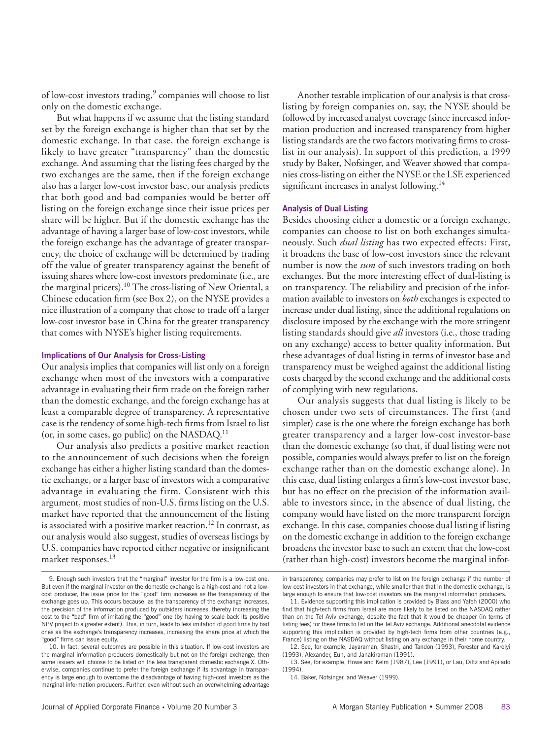of low-cost investors trading,[9] companies will choose to list only on the domestic exchange.

But what happens if we assume that the listing standard set by the foreign exchange is higher than that set by the domestic exchange. In that case, the foreign exchange is likely to have greater "transparency" than the domestic exchange. And assuming that the listing fees charged by the two exchanges are the same, then if the foreign exchange also has a larger low-cost investor base, our analysis predicts that both good and bad companies would be better off listing on the foreign exchange since their issue prices per share will be higher. But if the domestic exchange has the advantage of having a larger base of low-cost investors, while the foreign exchange has the advantage of greater transparency, the choice of exchange will be determined by trading off the value of greater transparency against the benefit of issuing shares where low-cost investors predominate (i.e., are the marginal pricers).[10] The cross-listing of New Oriental, a Chinese education firm (see Box 2), on the NYSE provides a nice illustration of a company that chose to trade off a larger low-cost investor base in China for the greater transparency that comes with NYSE's higher listing requirements.

### Implications of Our Analysis for Cross-Listing

Our analysis implies that companies will list only on a foreign exchange when most of the investors with a comparative advantage in evaluating their firm trade on the foreign rather than the domestic exchange, and the foreign exchange has at least a comparable degree of transparency. A representative case is the tendency of some high-tech firms from Israel to list (or, in some cases, go public) on the NASDAQ.[11]

Our analysis also predicts a positive market reaction to the announcement of such decisions when the foreign exchange has either a higher listing standard than the domestic exchange, or a larger base of investors with a comparative advantage in evaluating the firm. Consistent with this argument, most studies of non-U.S. firms listing on the U.S. market have reported that the announcement of the listing is associated with a positive market reaction.[12] In contrast, as our analysis would also suggest, studies of overseas listings by U.S. companies have reported either negative or insignificant market responses.[13]

Another testable implication of our analysis is that cross-listing by foreign companies on, say, the NYSE should be followed by increased analyst coverage (since increased information production and increased transparency from higher listing standards are the two factors motivating firms to cross-list in our analysis). In support of this prediction, a 1999 study by Baker, Nofsinger, and Weaver showed that companies cross-listing on either the NYSE or the LSE experienced significant increases in analyst following.[14]

### Analysis of Dual Listing

Besides choosing either a domestic or a foreign exchange, companies can choose to list on both exchanges simultaneously. Such *dual listing* has two expected effects: First, it broadens the base of low-cost investors since the relevant number is now the *sum* of such investors trading on both exchanges. But the more interesting effect of dual-listing is on transparency. The reliability and precision of the information available to investors on *both* exchanges is expected to increase under dual listing, since the additional regulations on disclosure imposed by the exchange with the more stringent listing standards should give *all* investors (i.e., those trading on any exchange) access to better quality information. But these advantages of dual listing in terms of investor base and transparency must be weighed against the additional listing costs charged by the second exchange and the additional costs of complying with new regulations.

Our analysis suggests that dual listing is likely to be chosen under two sets of circumstances. The first (and simpler) case is the one where the foreign exchange has both greater transparency and a larger low-cost investor-base than the domestic exchange (so that, if dual listing were not possible, companies would always prefer to list on the foreign exchange rather than on the domestic exchange alone). In this case, dual listing enlarges a firm's low-cost investor base, but has no effect on the precision of the information available to investors since, in the absence of dual listing, the company would have listed on the more transparent foreign exchange. In this case, companies choose dual listing if listing on the domestic exchange in addition to the foreign exchange broadens the investor base to such an extent that the low-cost (rather than high-cost) investors become the marginal infor-

---

9. Enough such investors that the "marginal" investor for the firm is a low-cost one. But even if the marginal investor on the domestic exchange is a high-cost and not a low-cost producer, the issue price for the "good" firm increases as the transparency of the exchange goes up. This occurs because, as the transparency of the exchange increases, the precision of the information produced by outsiders increases, thereby increasing the cost to the "bad" firm of imitating the "good" one (by having to scale back its positive NPV project to a greater extent). This, in turn, leads to less imitation of good firms by bad ones as the exchange's transparency increases, increasing the share price at which the "good" firms can issue equity.

10. In fact, several outcomes are possible in this situation. If low-cost investors are the marginal information producers domestically but not on the foreign exchange, then some issuers will choose to be listed on the less transparent domestic exchange X. Otherwise, companies continue to prefer the foreign exchange if its advantage in transparency is large enough to overcome the disadvantage of having high-cost investors as the marginal information producers. Further, even without such an overwhelming advantage in transparency, companies may prefer to list on the foreign exchange if the number of low-cost investors in that exchange, while smaller than that in the domestic exchange, is large enough to ensure that low-cost investors are the marginal information producers.

11. Evidence supporting this implication is provided by Blass and Yafeh (2000) who find that high-tech firms from Israel are more likely to be listed on the NASDAQ rather than on the Tel Aviv exchange, despite the fact that it would be cheaper (in terms of listing fees) for these firms to list on the Tel Aviv exchange. Additional anecdotal evidence supporting this implication is provided by high-tech firms from other countries (e.g., France) listing on the NASDAQ without listing on any exchange in their home country.

12. See, for example, Jayaraman, Shastri, and Tandon (1993), Forester and Karolyi (1993), Alexander, Eun, and Janakiraman (1991).

13. See, for example, Howe and Kelm (1987), Lee (1991), or Lau, Diltz and Apilado (1994).

14. Baker, Nofsinger, and Weaver (1999).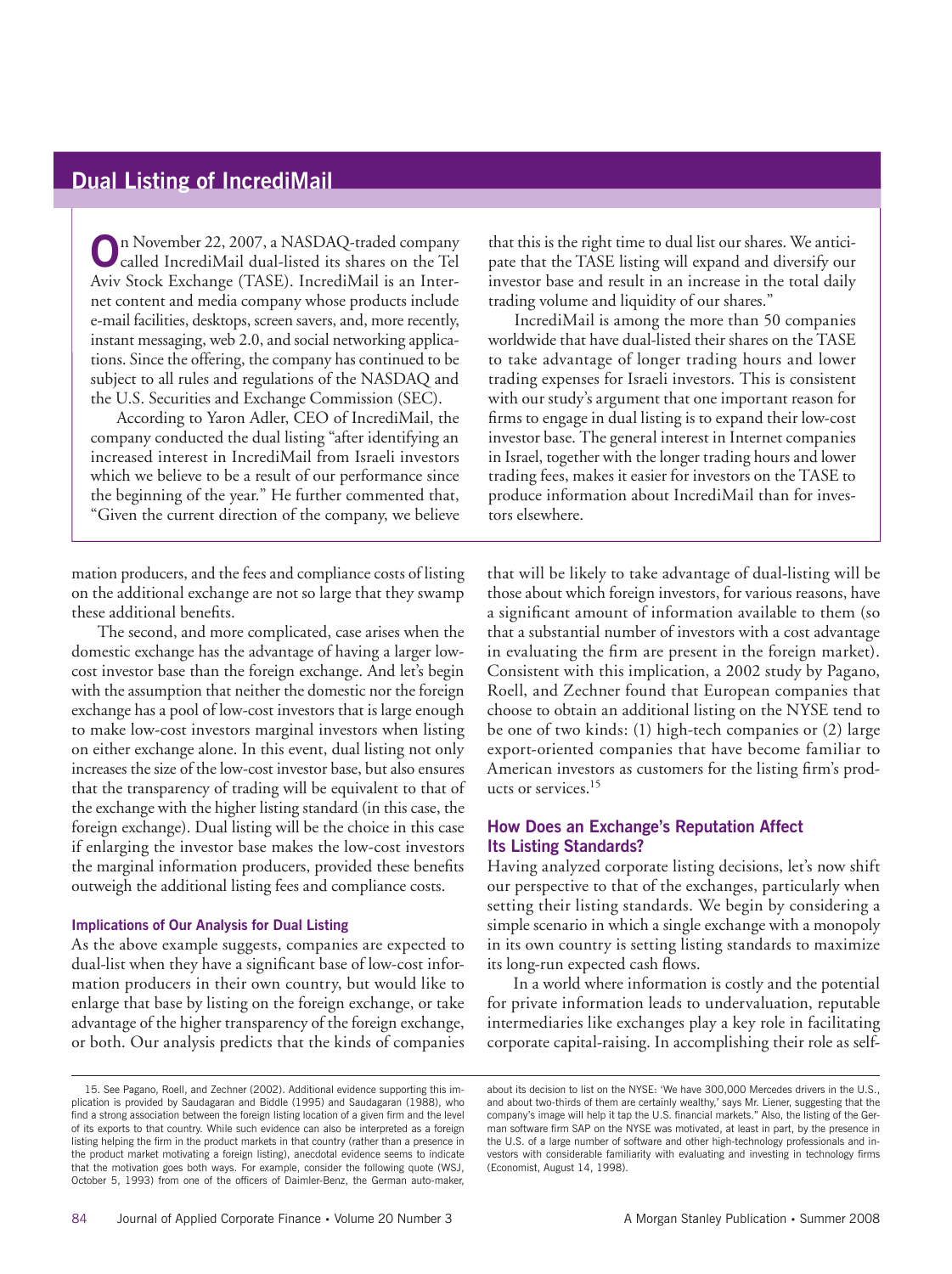## Dual Listing of IncrediMail

On November 22, 2007, a NASDAQ-traded company called IncrediMail dual-listed its shares on the Tel Aviv Stock Exchange (TASE). IncrediMail is an Internet content and media company whose products include e-mail facilities, desktops, screen savers, and, more recently, instant messaging, web 2.0, and social networking applications. Since the offering, the company has continued to be subject to all rules and regulations of the NASDAQ and the U.S. Securities and Exchange Commission (SEC).

According to Yaron Adler, CEO of IncrediMail, the company conducted the dual listing "after identifying an increased interest in IncrediMail from Israeli investors which we believe to be a result of our performance since the beginning of the year." He further commented that, "Given the current direction of the company, we believe that this is the right time to dual list our shares. We anticipate that the TASE listing will expand and diversify our investor base and result in an increase in the total daily trading volume and liquidity of our shares."

IncrediMail is among the more than 50 companies worldwide that have dual-listed their shares on the TASE to take advantage of longer trading hours and lower trading expenses for Israeli investors. This is consistent with our study's argument that one important reason for firms to engage in dual listing is to expand their low-cost investor base. The general interest in Internet companies in Israel, together with the longer trading hours and lower trading fees, makes it easier for investors on the TASE to produce information about IncrediMail than for investors elsewhere.

---

mation producers, and the fees and compliance costs of listing on the additional exchange are not so large that they swamp these additional benefits.

The second, and more complicated, case arises when the domestic exchange has the advantage of having a larger low-cost investor base than the foreign exchange. And let's begin with the assumption that neither the domestic nor the foreign exchange has a pool of low-cost investors that is large enough to make low-cost investors marginal investors when listing on either exchange alone. In this event, dual listing not only increases the size of the low-cost investor base, but also ensures that the transparency of trading will be equivalent to that of the exchange with the higher listing standard (in this case, the foreign exchange). Dual listing will be the choice in this case if enlarging the investor base makes the low-cost investors the marginal information producers, provided these benefits outweigh the additional listing fees and compliance costs.

#### Implications of Our Analysis for Dual Listing

As the above example suggests, companies are expected to dual-list when they have a significant base of low-cost information producers in their own country, but would like to enlarge that base by listing on the foreign exchange, or take advantage of the higher transparency of the foreign exchange, or both. Our analysis predicts that the kinds of companies that will be likely to take advantage of dual-listing will be those about which foreign investors, for various reasons, have a significant amount of information available to them (so that a substantial number of investors with a cost advantage in evaluating the firm are present in the foreign market). Consistent with this implication, a 2002 study by Pagano, Roell, and Zechner found that European companies that choose to obtain an additional listing on the NYSE tend to be one of two kinds: (1) high-tech companies or (2) large export-oriented companies that have become familiar to American investors as customers for the listing firm's products or services.[15]

### How Does an Exchange's Reputation Affect Its Listing Standards?

Having analyzed corporate listing decisions, let's now shift our perspective to that of the exchanges, particularly when setting their listing standards. We begin by considering a simple scenario in which a single exchange with a monopoly in its own country is setting listing standards to maximize its long-run expected cash flows.

In a world where information is costly and the potential for private information leads to undervaluation, reputable intermediaries like exchanges play a key role in facilitating corporate capital-raising. In accomplishing their role as self-

---

15. See Pagano, Roell, and Zechner (2002). Additional evidence supporting this implication is provided by Saudagaran and Biddle (1995) and Saudagaran (1988), who find a strong association between the foreign listing location of a given firm and the level of its exports to that country. While such evidence can also be interpreted as a foreign listing helping the firm in the product markets in that country (rather than a presence in the product market motivating a foreign listing), anecdotal evidence seems to indicate that the motivation goes both ways. For example, consider the following quote (WSJ, October 5, 1993) from one of the officers of Daimler-Benz, the German auto-maker, about its decision to list on the NYSE: 'We have 300,000 Mercedes drivers in the U.S., and about two-thirds of them are certainly wealthy,' says Mr. Liener, suggesting that the company's image will help it tap the U.S. financial markets." Also, the listing of the German software firm SAP on the NYSE was motivated, at least in part, by the presence in the U.S. of a large number of software and other high-technology professionals and investors with considerable familiarity with evaluating and investing in technology firms (Economist, August 14, 1998).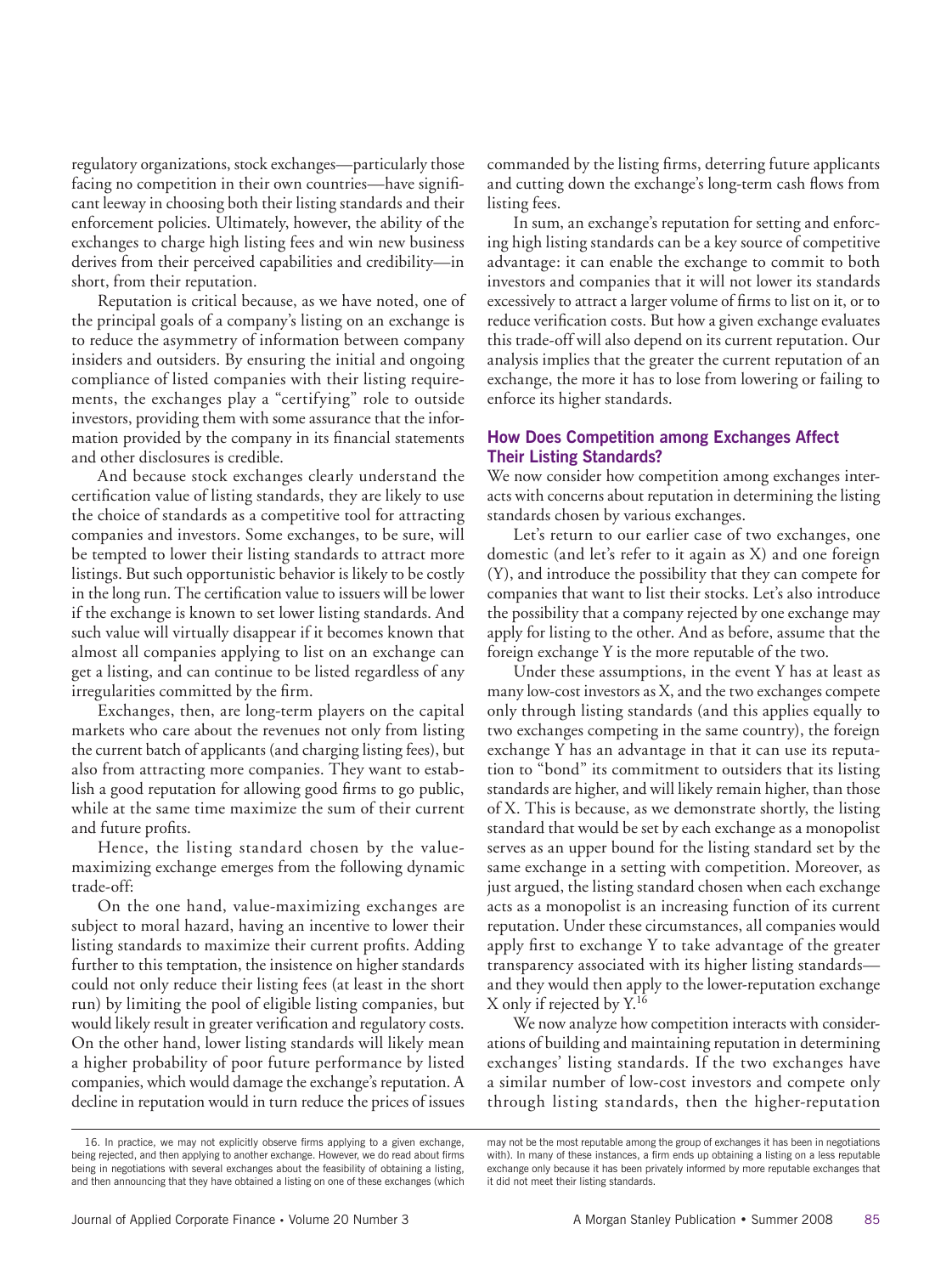regulatory organizations, stock exchanges—particularly those facing no competition in their own countries—have significant leeway in choosing both their listing standards and their enforcement policies. Ultimately, however, the ability of the exchanges to charge high listing fees and win new business derives from their perceived capabilities and credibility—in short, from their reputation.

Reputation is critical because, as we have noted, one of the principal goals of a company's listing on an exchange is to reduce the asymmetry of information between company insiders and outsiders. By ensuring the initial and ongoing compliance of listed companies with their listing requirements, the exchanges play a "certifying" role to outside investors, providing them with some assurance that the information provided by the company in its financial statements and other disclosures is credible.

And because stock exchanges clearly understand the certification value of listing standards, they are likely to use the choice of standards as a competitive tool for attracting companies and investors. Some exchanges, to be sure, will be tempted to lower their listing standards to attract more listings. But such opportunistic behavior is likely to be costly in the long run. The certification value to issuers will be lower if the exchange is known to set lower listing standards. And such value will virtually disappear if it becomes known that almost all companies applying to list on an exchange can get a listing, and can continue to be listed regardless of any irregularities committed by the firm.

Exchanges, then, are long-term players on the capital markets who care about the revenues not only from listing the current batch of applicants (and charging listing fees), but also from attracting more companies. They want to establish a good reputation for allowing good firms to go public, while at the same time maximize the sum of their current and future profits.

Hence, the listing standard chosen by the value-maximizing exchange emerges from the following dynamic trade-off:

On the one hand, value-maximizing exchanges are subject to moral hazard, having an incentive to lower their listing standards to maximize their current profits. Adding further to this temptation, the insistence on higher standards could not only reduce their listing fees (at least in the short run) by limiting the pool of eligible listing companies, but would likely result in greater verification and regulatory costs. On the other hand, lower listing standards will likely mean a higher probability of poor future performance by listed companies, which would damage the exchange's reputation. A decline in reputation would in turn reduce the prices of issues commanded by the listing firms, deterring future applicants and cutting down the exchange's long-term cash flows from listing fees.

In sum, an exchange's reputation for setting and enforcing high listing standards can be a key source of competitive advantage: it can enable the exchange to commit to both investors and companies that it will not lower its standards excessively to attract a larger volume of firms to list on it, or to reduce verification costs. But how a given exchange evaluates this trade-off will also depend on its current reputation. Our analysis implies that the greater the current reputation of an exchange, the more it has to lose from lowering or failing to enforce its higher standards.

## How Does Competition among Exchanges Affect Their Listing Standards?

We now consider how competition among exchanges interacts with concerns about reputation in determining the listing standards chosen by various exchanges.

Let's return to our earlier case of two exchanges, one domestic (and let's refer to it again as X) and one foreign (Y), and introduce the possibility that they can compete for companies that want to list their stocks. Let's also introduce the possibility that a company rejected by one exchange may apply for listing to the other. And as before, assume that the foreign exchange Y is the more reputable of the two.

Under these assumptions, in the event Y has at least as many low-cost investors as X, and the two exchanges compete only through listing standards (and this applies equally to two exchanges competing in the same country), the foreign exchange Y has an advantage in that it can use its reputation to "bond" its commitment to outsiders that its listing standards are higher, and will likely remain higher, than those of X. This is because, as we demonstrate shortly, the listing standard that would be set by each exchange as a monopolist serves as an upper bound for the listing standard set by the same exchange in a setting with competition. Moreover, as just argued, the listing standard chosen when each exchange acts as a monopolist is an increasing function of its current reputation. Under these circumstances, all companies would apply first to exchange Y to take advantage of the greater transparency associated with its higher listing standards—and they would then apply to the lower-reputation exchange X only if rejected by Y.[16]

We now analyze how competition interacts with considerations of building and maintaining reputation in determining exchanges' listing standards. If the two exchanges have a similar number of low-cost investors and compete only through listing standards, then the higher-reputation

16. In practice, we may not explicitly observe firms applying to a given exchange, being rejected, and then applying to another exchange. However, we do read about firms being in negotiations with several exchanges about the feasibility of obtaining a listing, and then announcing that they have obtained a listing on one of these exchanges (which may not be the most reputable among the group of exchanges it has been in negotiations with). In many of these instances, a firm ends up obtaining a listing on a less reputable exchange only because it has been privately informed by more reputable exchanges that it did not meet their listing standards.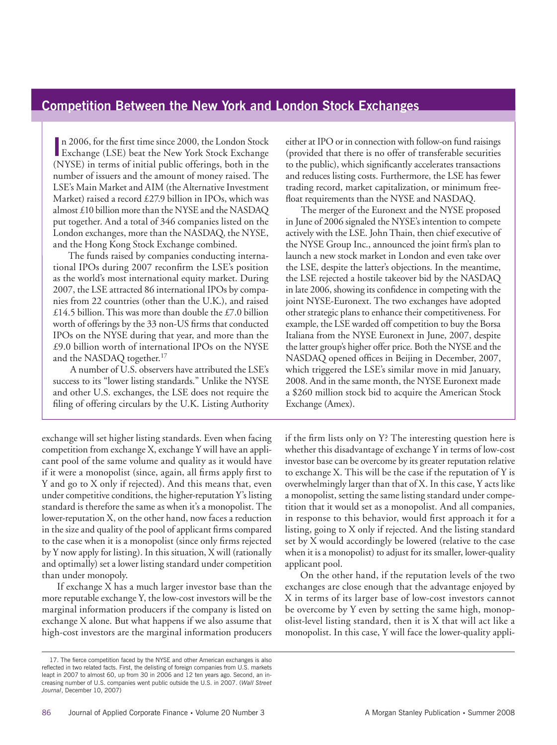## Competition Between the New York and London Stock Exchanges

In 2006, for the first time since 2000, the London Stock Exchange (LSE) beat the New York Stock Exchange (NYSE) in terms of initial public offerings, both in the number of issuers and the amount of money raised. The LSE's Main Market and AIM (the Alternative Investment Market) raised a record £27.9 billion in IPOs, which was almost £10 billion more than the NYSE and the NASDAQ put together. And a total of 346 companies listed on the London exchanges, more than the NASDAQ, the NYSE, and the Hong Kong Stock Exchange combined.

The funds raised by companies conducting international IPOs during 2007 reconfirm the LSE's position as the world's most international equity market. During 2007, the LSE attracted 86 international IPOs by companies from 22 countries (other than the U.K.), and raised £14.5 billion. This was more than double the £7.0 billion worth of offerings by the 33 non-US firms that conducted IPOs on the NYSE during that year, and more than the £9.0 billion worth of international IPOs on the NYSE and the NASDAQ together.[17]

A number of U.S. observers have attributed the LSE's success to its "lower listing standards." Unlike the NYSE and other U.S. exchanges, the LSE does not require the filing of offering circulars by the U.K. Listing Authority either at IPO or in connection with follow-on fund raisings (provided that there is no offer of transferable securities to the public), which significantly accelerates transactions and reduces listing costs. Furthermore, the LSE has fewer trading record, market capitalization, or minimum free-float requirements than the NYSE and NASDAQ.

The merger of the Euronext and the NYSE proposed in June of 2006 signaled the NYSE's intention to compete actively with the LSE. John Thain, then chief executive of the NYSE Group Inc., announced the joint firm's plan to launch a new stock market in London and even take over the LSE, despite the latter's objections. In the meantime, the LSE rejected a hostile takeover bid by the NASDAQ in late 2006, showing its confidence in competing with the joint NYSE-Euronext. The two exchanges have adopted other strategic plans to enhance their competitiveness. For example, the LSE warded off competition to buy the Borsa Italiana from the NYSE Euronext in June, 2007, despite the latter group's higher offer price. Both the NYSE and the NASDAQ opened offices in Beijing in December, 2007, which triggered the LSE's similar move in mid January, 2008. And in the same month, the NYSE Euronext made a $260 million stock bid to acquire the American Stock Exchange (Amex).

---

exchange will set higher listing standards. Even when facing competition from exchange X, exchange Y will have an applicant pool of the same volume and quality as it would have if it were a monopolist (since, again, all firms apply first to Y and go to X only if rejected). And this means that, even under competitive conditions, the higher-reputation Y's listing standard is therefore the same as when it's a monopolist. The lower-reputation X, on the other hand, now faces a reduction in the size and quality of the pool of applicant firms compared to the case when it is a monopolist (since only firms rejected by Y now apply for listing). In this situation, X will (rationally and optimally) set a lower listing standard under competition than under monopoly.

If exchange X has a much larger investor base than the more reputable exchange Y, the low-cost investors will be the marginal information producers if the company is listed on exchange X alone. But what happens if we also assume that high-cost investors are the marginal information producers if the firm lists only on Y? The interesting question here is whether this disadvantage of exchange Y in terms of low-cost investor base can be overcome by its greater reputation relative to exchange X. This will be the case if the reputation of Y is overwhelmingly larger than that of X. In this case, Y acts like a monopolist, setting the same listing standard under competition that it would set as a monopolist. And all companies, in response to this behavior, would first approach it for a listing, going to X only if rejected. And the listing standard set by X would accordingly be lowered (relative to the case when it is a monopolist) to adjust for its smaller, lower-quality applicant pool.

On the other hand, if the reputation levels of the two exchanges are close enough that the advantage enjoyed by X in terms of its larger base of low-cost investors cannot be overcome by Y even by setting the same high, monopolist-level listing standard, then it is X that will act like a monopolist. In this case, Y will face the lower-quality appli-

---

17. The fierce competition faced by the NYSE and other American exchanges is also reflected in two related facts. First, the delisting of foreign companies from U.S. markets leapt in 2007 to almost 60, up from 30 in 2006 and 12 ten years ago. Second, an increasing number of U.S. companies went public outside the U.S. in 2007. (*Wall Street Journal*, December 10, 2007)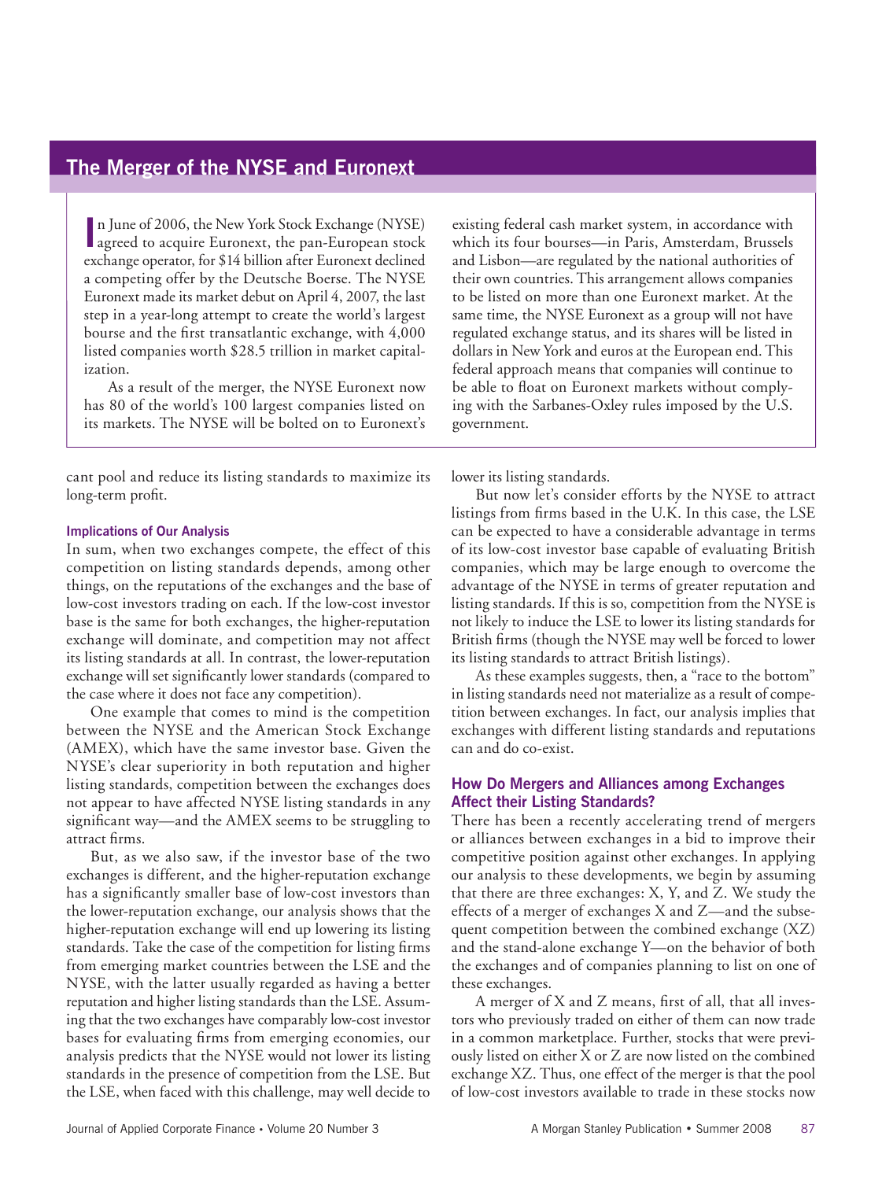## The Merger of the NYSE and Euronext

In June of 2006, the New York Stock Exchange (NYSE) agreed to acquire Euronext, the pan-European stock exchange operator, for $14 billion after Euronext declined a competing offer by the Deutsche Boerse. The NYSE Euronext made its market debut on April 4, 2007, the last step in a year-long attempt to create the world's largest bourse and the first transatlantic exchange, with 4,000 listed companies worth $28.5 trillion in market capitalization.

As a result of the merger, the NYSE Euronext now has 80 of the world's 100 largest companies listed on its markets. The NYSE will be bolted on to Euronext's existing federal cash market system, in accordance with which its four bourses—in Paris, Amsterdam, Brussels and Lisbon—are regulated by the national authorities of their own countries. This arrangement allows companies to be listed on more than one Euronext market. At the same time, the NYSE Euronext as a group will not have regulated exchange status, and its shares will be listed in dollars in New York and euros at the European end. This federal approach means that companies will continue to be able to float on Euronext markets without complying with the Sarbanes-Oxley rules imposed by the U.S. government.

---

cant pool and reduce its listing standards to maximize its long-term profit.

### Implications of Our Analysis

In sum, when two exchanges compete, the effect of this competition on listing standards depends, among other things, on the reputations of the exchanges and the base of low-cost investors trading on each. If the low-cost investor base is the same for both exchanges, the higher-reputation exchange will dominate, and competition may not affect its listing standards at all. In contrast, the lower-reputation exchange will set significantly lower standards (compared to the case where it does not face any competition).

One example that comes to mind is the competition between the NYSE and the American Stock Exchange (AMEX), which have the same investor base. Given the NYSE's clear superiority in both reputation and higher listing standards, competition between the exchanges does not appear to have affected NYSE listing standards in any significant way—and the AMEX seems to be struggling to attract firms.

But, as we also saw, if the investor base of the two exchanges is different, and the higher-reputation exchange has a significantly smaller base of low-cost investors than the lower-reputation exchange, our analysis shows that the higher-reputation exchange will end up lowering its listing standards. Take the case of the competition for listing firms from emerging market countries between the LSE and the NYSE, with the latter usually regarded as having a better reputation and higher listing standards than the LSE. Assuming that the two exchanges have comparably low-cost investor bases for evaluating firms from emerging economies, our analysis predicts that the NYSE would not lower its listing standards in the presence of competition from the LSE. But the LSE, when faced with this challenge, may well decide to lower its listing standards.

But now let's consider efforts by the NYSE to attract listings from firms based in the U.K. In this case, the LSE can be expected to have a considerable advantage in terms of its low-cost investor base capable of evaluating British companies, which may be large enough to overcome the advantage of the NYSE in terms of greater reputation and listing standards. If this is so, competition from the NYSE is not likely to induce the LSE to lower its listing standards for British firms (though the NYSE may well be forced to lower its listing standards to attract British listings).

As these examples suggests, then, a "race to the bottom" in listing standards need not materialize as a result of competition between exchanges. In fact, our analysis implies that exchanges with different listing standards and reputations can and do co-exist.

### How Do Mergers and Alliances among Exchanges Affect their Listing Standards?

There has been a recently accelerating trend of mergers or alliances between exchanges in a bid to improve their competitive position against other exchanges. In applying our analysis to these developments, we begin by assuming that there are three exchanges: X, Y, and Z. We study the effects of a merger of exchanges X and Z—and the subsequent competition between the combined exchange (XZ) and the stand-alone exchange Y—on the behavior of both the exchanges and of companies planning to list on one of these exchanges.

A merger of X and Z means, first of all, that all investors who previously traded on either of them can now trade in a common marketplace. Further, stocks that were previously listed on either X or Z are now listed on the combined exchange XZ. Thus, one effect of the merger is that the pool of low-cost investors available to trade in these stocks now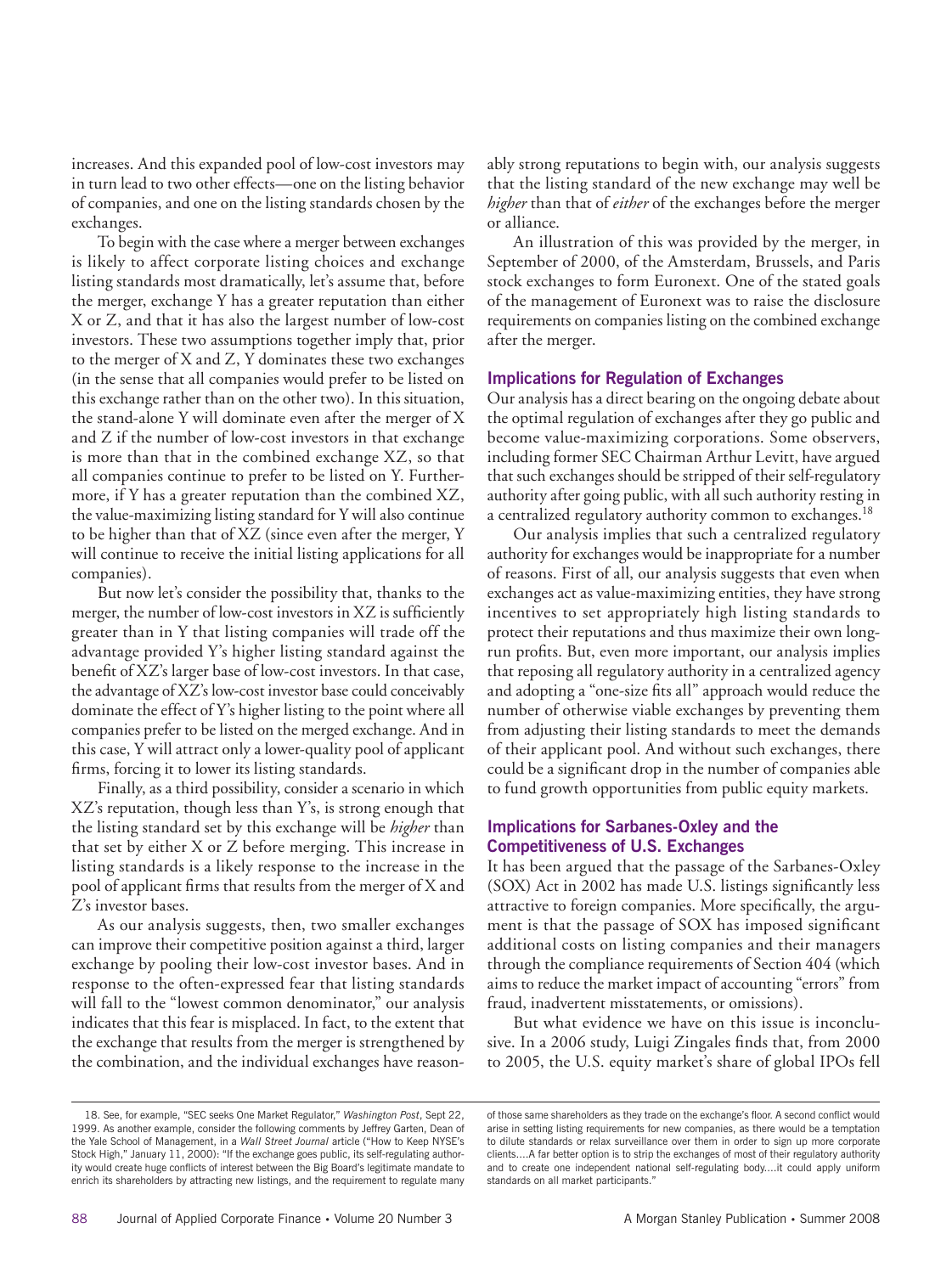increases. And this expanded pool of low-cost investors may in turn lead to two other effects—one on the listing behavior of companies, and one on the listing standards chosen by the exchanges.

To begin with the case where a merger between exchanges is likely to affect corporate listing choices and exchange listing standards most dramatically, let's assume that, before the merger, exchange Y has a greater reputation than either X or Z, and that it has also the largest number of low-cost investors. These two assumptions together imply that, prior to the merger of X and Z, Y dominates these two exchanges (in the sense that all companies would prefer to be listed on this exchange rather than on the other two). In this situation, the stand-alone Y will dominate even after the merger of X and Z if the number of low-cost investors in that exchange is more than that in the combined exchange XZ, so that all companies continue to prefer to be listed on Y. Furthermore, if Y has a greater reputation than the combined XZ, the value-maximizing listing standard for Y will also continue to be higher than that of XZ (since even after the merger, Y will continue to receive the initial listing applications for all companies).

But now let's consider the possibility that, thanks to the merger, the number of low-cost investors in XZ is sufficiently greater than in Y that listing companies will trade off the advantage provided Y's higher listing standard against the benefit of XZ's larger base of low-cost investors. In that case, the advantage of XZ's low-cost investor base could conceivably dominate the effect of Y's higher listing to the point where all companies prefer to be listed on the merged exchange. And in this case, Y will attract only a lower-quality pool of applicant firms, forcing it to lower its listing standards.

Finally, as a third possibility, consider a scenario in which XZ's reputation, though less than Y's, is strong enough that the listing standard set by this exchange will be *higher* than that set by either X or Z before merging. This increase in listing standards is a likely response to the increase in the pool of applicant firms that results from the merger of X and Z's investor bases.

As our analysis suggests, then, two smaller exchanges can improve their competitive position against a third, larger exchange by pooling their low-cost investor bases. And in response to the often-expressed fear that listing standards will fall to the "lowest common denominator," our analysis indicates that this fear is misplaced. In fact, to the extent that the exchange that results from the merger is strengthened by the combination, and the individual exchanges have reasonably strong reputations to begin with, our analysis suggests that the listing standard of the new exchange may well be *higher* than that of *either* of the exchanges before the merger or alliance.

An illustration of this was provided by the merger, in September of 2000, of the Amsterdam, Brussels, and Paris stock exchanges to form Euronext. One of the stated goals of the management of Euronext was to raise the disclosure requirements on companies listing on the combined exchange after the merger.

## Implications for Regulation of Exchanges

Our analysis has a direct bearing on the ongoing debate about the optimal regulation of exchanges after they go public and become value-maximizing corporations. Some observers, including former SEC Chairman Arthur Levitt, have argued that such exchanges should be stripped of their self-regulatory authority after going public, with all such authority resting in a centralized regulatory authority common to exchanges.[18]

Our analysis implies that such a centralized regulatory authority for exchanges would be inappropriate for a number of reasons. First of all, our analysis suggests that even when exchanges act as value-maximizing entities, they have strong incentives to set appropriately high listing standards to protect their reputations and thus maximize their own long-run profits. But, even more important, our analysis implies that reposing all regulatory authority in a centralized agency and adopting a "one-size fits all" approach would reduce the number of otherwise viable exchanges by preventing them from adjusting their listing standards to meet the demands of their applicant pool. And without such exchanges, there could be a significant drop in the number of companies able to fund growth opportunities from public equity markets.

## Implications for Sarbanes-Oxley and the Competitiveness of U.S. Exchanges

It has been argued that the passage of the Sarbanes-Oxley (SOX) Act in 2002 has made U.S. listings significantly less attractive to foreign companies. More specifically, the argument is that the passage of SOX has imposed significant additional costs on listing companies and their managers through the compliance requirements of Section 404 (which aims to reduce the market impact of accounting "errors" from fraud, inadvertent misstatements, or omissions).

But what evidence we have on this issue is inconclusive. In a 2006 study, Luigi Zingales finds that, from 2000 to 2005, the U.S. equity market's share of global IPOs fell

---

18. See, for example, "SEC seeks One Market Regulator," *Washington Post*, Sept 22, 1999. As another example, consider the following comments by Jeffrey Garten, Dean of the Yale School of Management, in a *Wall Street Journal* article ("How to Keep NYSE's Stock High," January 11, 2000): "If the exchange goes public, its self-regulating authority would create huge conflicts of interest between the Big Board's legitimate mandate to enrich its shareholders by attracting new listings, and the requirement to regulate many of those same shareholders as they trade on the exchange's floor. A second conflict would arise in setting listing requirements for new companies, as there would be a temptation to dilute standards or relax surveillance over them in order to sign up more corporate clients....A far better option is to strip the exchanges of most of their regulatory authority and to create one independent national self-regulating body....it could apply uniform standards on all market participants."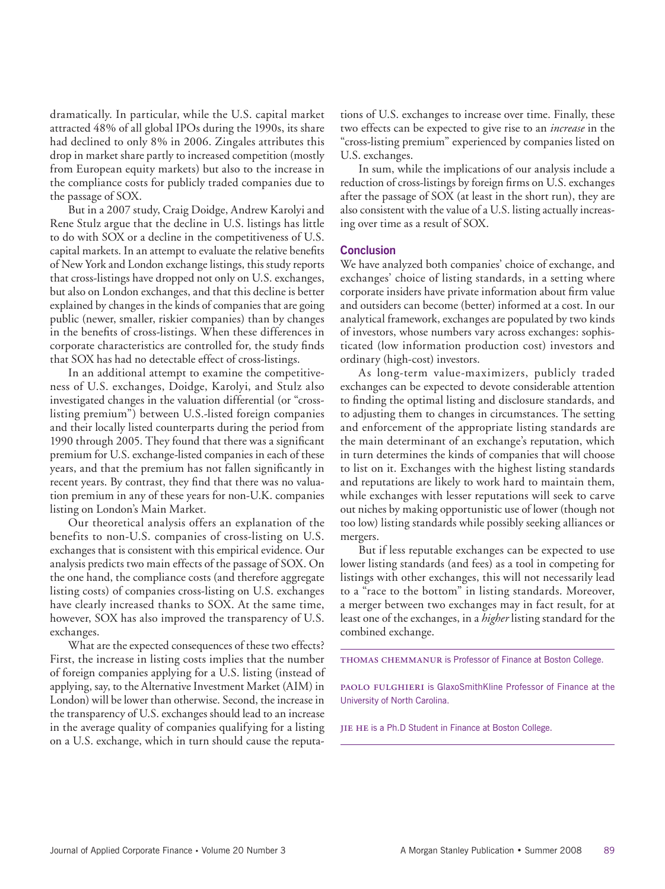dramatically. In particular, while the U.S. capital market attracted 48% of all global IPOs during the 1990s, its share had declined to only 8% in 2006. Zingales attributes this drop in market share partly to increased competition (mostly from European equity markets) but also to the increase in the compliance costs for publicly traded companies due to the passage of SOX.

But in a 2007 study, Craig Doidge, Andrew Karolyi and Rene Stulz argue that the decline in U.S. listings has little to do with SOX or a decline in the competitiveness of U.S. capital markets. In an attempt to evaluate the relative benefits of New York and London exchange listings, this study reports that cross-listings have dropped not only on U.S. exchanges, but also on London exchanges, and that this decline is better explained by changes in the kinds of companies that are going public (newer, smaller, riskier companies) than by changes in the benefits of cross-listings. When these differences in corporate characteristics are controlled for, the study finds that SOX has had no detectable effect of cross-listings.

In an additional attempt to examine the competitiveness of U.S. exchanges, Doidge, Karolyi, and Stulz also investigated changes in the valuation differential (or "cross-listing premium") between U.S.-listed foreign companies and their locally listed counterparts during the period from 1990 through 2005. They found that there was a significant premium for U.S. exchange-listed companies in each of these years, and that the premium has not fallen significantly in recent years. By contrast, they find that there was no valuation premium in any of these years for non-U.K. companies listing on London's Main Market.

Our theoretical analysis offers an explanation of the benefits to non-U.S. companies of cross-listing on U.S. exchanges that is consistent with this empirical evidence. Our analysis predicts two main effects of the passage of SOX. On the one hand, the compliance costs (and therefore aggregate listing costs) of companies cross-listing on U.S. exchanges have clearly increased thanks to SOX. At the same time, however, SOX has also improved the transparency of U.S. exchanges.

What are the expected consequences of these two effects? First, the increase in listing costs implies that the number of foreign companies applying for a U.S. listing (instead of applying, say, to the Alternative Investment Market (AIM) in London) will be lower than otherwise. Second, the increase in the transparency of U.S. exchanges should lead to an increase in the average quality of companies qualifying for a listing on a U.S. exchange, which in turn should cause the reputations of U.S. exchanges to increase over time. Finally, these two effects can be expected to give rise to an *increase* in the "cross-listing premium" experienced by companies listed on U.S. exchanges.

In sum, while the implications of our analysis include a reduction of cross-listings by foreign firms on U.S. exchanges after the passage of SOX (at least in the short run), they are also consistent with the value of a U.S. listing actually increasing over time as a result of SOX.

## Conclusion

We have analyzed both companies' choice of exchange, and exchanges' choice of listing standards, in a setting where corporate insiders have private information about firm value and outsiders can become (better) informed at a cost. In our analytical framework, exchanges are populated by two kinds of investors, whose numbers vary across exchanges: sophisticated (low information production cost) investors and ordinary (high-cost) investors.

As long-term value-maximizers, publicly traded exchanges can be expected to devote considerable attention to finding the optimal listing and disclosure standards, and to adjusting them to changes in circumstances. The setting and enforcement of the appropriate listing standards are the main determinant of an exchange's reputation, which in turn determines the kinds of companies that will choose to list on it. Exchanges with the highest listing standards and reputations are likely to work hard to maintain them, while exchanges with lesser reputations will seek to carve out niches by making opportunistic use of lower (though not too low) listing standards while possibly seeking alliances or mergers.

But if less reputable exchanges can be expected to use lower listing standards (and fees) as a tool in competing for listings with other exchanges, this will not necessarily lead to a "race to the bottom" in listing standards. Moreover, a merger between two exchanges may in fact result, for at least one of the exchanges, in a *higher* listing standard for the combined exchange.

---

THOMAS CHEMMANUR is Professor of Finance at Boston College.

PAOLO FULGHIERI is GlaxoSmithKline Professor of Finance at the University of North Carolina.

JIE HE is a Ph.D Student in Finance at Boston College.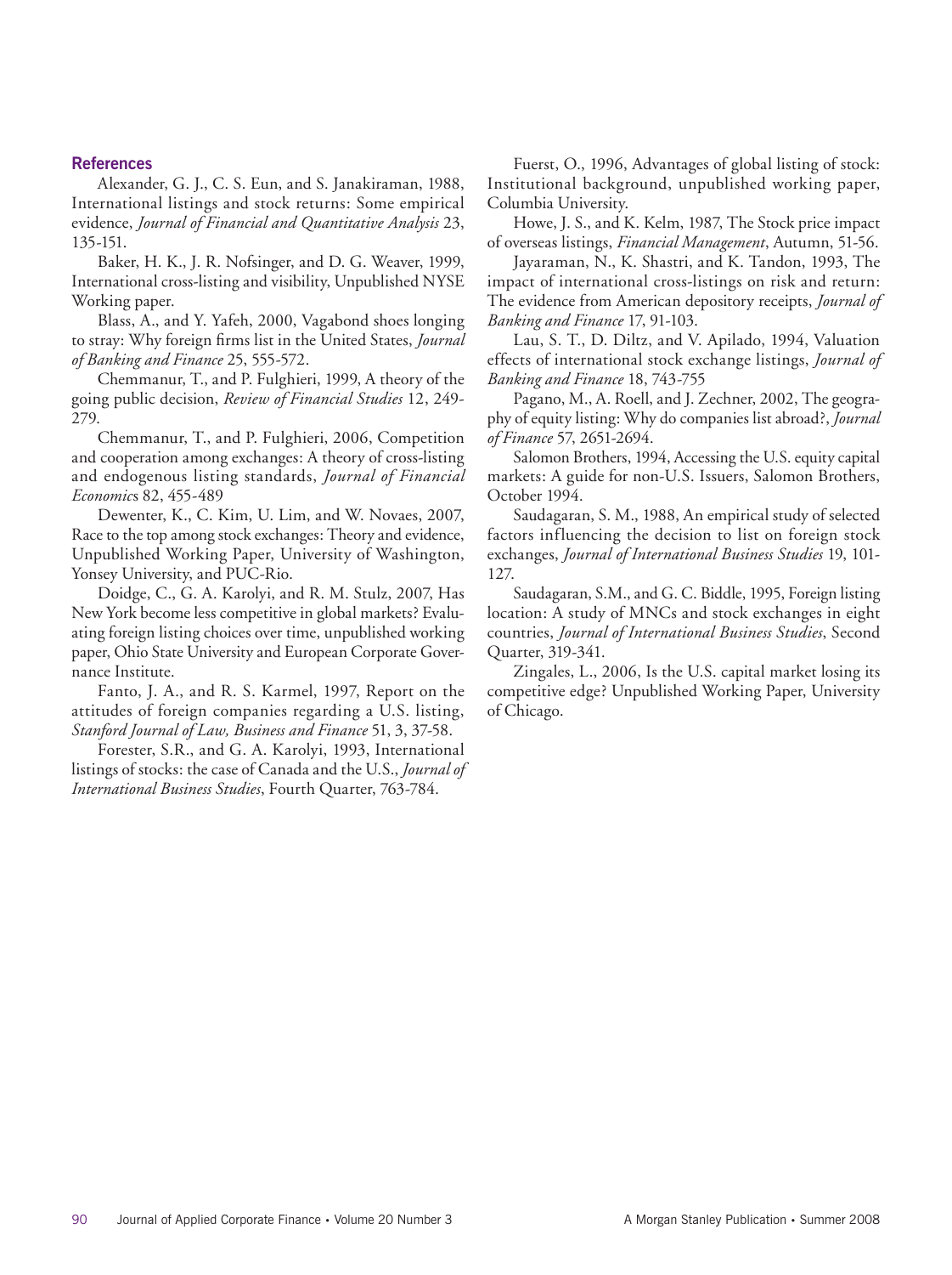## References

Alexander, G. J., C. S. Eun, and S. Janakiraman, 1988, International listings and stock returns: Some empirical evidence, *Journal of Financial and Quantitative Analysis* 23, 135-151.

Baker, H. K., J. R. Nofsinger, and D. G. Weaver, 1999, International cross-listing and visibility, Unpublished NYSE Working paper.

Blass, A., and Y. Yafeh, 2000, Vagabond shoes longing to stray: Why foreign firms list in the United States, *Journal of Banking and Finance* 25, 555-572.

Chemmanur, T., and P. Fulghieri, 1999, A theory of the going public decision, *Review of Financial Studies* 12, 249-279.

Chemmanur, T., and P. Fulghieri, 2006, Competition and cooperation among exchanges: A theory of cross-listing and endogenous listing standards, *Journal of Financial Economics* 82, 455-489

Dewenter, K., C. Kim, U. Lim, and W. Novaes, 2007, Race to the top among stock exchanges: Theory and evidence, Unpublished Working Paper, University of Washington, Yonsey University, and PUC-Rio.

Doidge, C., G. A. Karolyi, and R. M. Stulz, 2007, Has New York become less competitive in global markets? Evaluating foreign listing choices over time, unpublished working paper, Ohio State University and European Corporate Governance Institute.

Fanto, J. A., and R. S. Karmel, 1997, Report on the attitudes of foreign companies regarding a U.S. listing, *Stanford Journal of Law, Business and Finance* 51, 3, 37-58.

Forester, S.R., and G. A. Karolyi, 1993, International listings of stocks: the case of Canada and the U.S., *Journal of International Business Studies*, Fourth Quarter, 763-784.

Fuerst, O., 1996, Advantages of global listing of stock: Institutional background, unpublished working paper, Columbia University.

Howe, J. S., and K. Kelm, 1987, The Stock price impact of overseas listings, *Financial Management*, Autumn, 51-56.

Jayaraman, N., K. Shastri, and K. Tandon, 1993, The impact of international cross-listings on risk and return: The evidence from American depository receipts, *Journal of Banking and Finance* 17, 91-103.

Lau, S. T., D. Diltz, and V. Apilado, 1994, Valuation effects of international stock exchange listings, *Journal of Banking and Finance* 18, 743-755

Pagano, M., A. Roell, and J. Zechner, 2002, The geography of equity listing: Why do companies list abroad?, *Journal of Finance* 57, 2651-2694.

Salomon Brothers, 1994, Accessing the U.S. equity capital markets: A guide for non-U.S. Issuers, Salomon Brothers, October 1994.

Saudagaran, S. M., 1988, An empirical study of selected factors influencing the decision to list on foreign stock exchanges, *Journal of International Business Studies* 19, 101-127.

Saudagaran, S.M., and G. C. Biddle, 1995, Foreign listing location: A study of MNCs and stock exchanges in eight countries, *Journal of International Business Studies*, Second Quarter, 319-341.

Zingales, L., 2006, Is the U.S. capital market losing its competitive edge? Unpublished Working Paper, University of Chicago.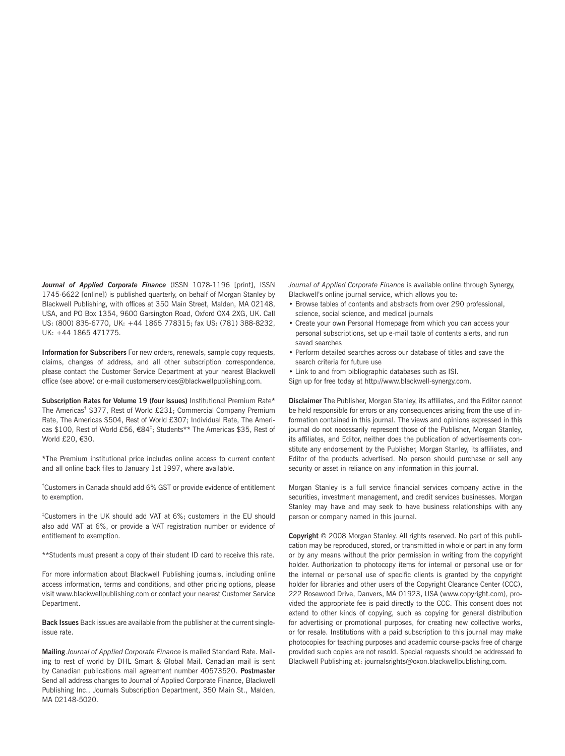***Journal of Applied Corporate Finance*** (ISSN 1078-1196 [print], ISSN 1745-6622 [online]) is published quarterly, on behalf of Morgan Stanley by Blackwell Publishing, with offices at 350 Main Street, Malden, MA 02148, USA, and PO Box 1354, 9600 Garsington Road, Oxford OX4 2XG, UK. Call US: (800) 835-6770, UK: +44 1865 778315; fax US: (781) 388-8232, UK: +44 1865 471775.

**Information for Subscribers** For new orders, renewals, sample copy requests, claims, changes of address, and all other subscription correspondence, please contact the Customer Service Department at your nearest Blackwell office (see above) or e-mail customerservices@blackwellpublishing.com.

**Subscription Rates for Volume 19 (four issues)** Institutional Premium Rate* The Americas† $377, Rest of World £231; Commercial Company Premium Rate, The Americas $504, Rest of World £307; Individual Rate, The Americas $100, Rest of World £56, €84‡; Students** The Americas $35, Rest of World £20, €30.

*The Premium institutional price includes online access to current content and all online back files to January 1st 1997, where available.

†Customers in Canada should add 6% GST or provide evidence of entitlement to exemption.

‡Customers in the UK should add VAT at 6%; customers in the EU should also add VAT at 6%, or provide a VAT registration number or evidence of entitlement to exemption.

**Students must present a copy of their student ID card to receive this rate.

For more information about Blackwell Publishing journals, including online access information, terms and conditions, and other pricing options, please visit www.blackwellpublishing.com or contact your nearest Customer Service Department.

**Back Issues** Back issues are available from the publisher at the current single-issue rate.

**Mailing** *Journal of Applied Corporate Finance* is mailed Standard Rate. Mailing to rest of world by DHL Smart & Global Mail. Canadian mail is sent by Canadian publications mail agreement number 40573520. **Postmaster** Send all address changes to Journal of Applied Corporate Finance, Blackwell Publishing Inc., Journals Subscription Department, 350 Main St., Malden, MA 02148-5020.

*Journal of Applied Corporate Finance* is available online through Synergy, Blackwell's online journal service, which allows you to:

- Browse tables of contents and abstracts from over 290 professional, science, social science, and medical journals
- Create your own Personal Homepage from which you can access your personal subscriptions, set up e-mail table of contents alerts, and run saved searches
- Perform detailed searches across our database of titles and save the search criteria for future use
- Link to and from bibliographic databases such as ISI.

Sign up for free today at http://www.blackwell-synergy.com.

**Disclaimer** The Publisher, Morgan Stanley, its affiliates, and the Editor cannot be held responsible for errors or any consequences arising from the use of information contained in this journal. The views and opinions expressed in this journal do not necessarily represent those of the Publisher, Morgan Stanley, its affiliates, and Editor, neither does the publication of advertisements constitute any endorsement by the Publisher, Morgan Stanley, its affiliates, and Editor of the products advertised. No person should purchase or sell any security or asset in reliance on any information in this journal.

Morgan Stanley is a full service financial services company active in the securities, investment management, and credit services businesses. Morgan Stanley may have and may seek to have business relationships with any person or company named in this journal.

**Copyright** © 2008 Morgan Stanley. All rights reserved. No part of this publication may be reproduced, stored, or transmitted in whole or part in any form or by any means without the prior permission in writing from the copyright holder. Authorization to photocopy items for internal or personal use or for the internal or personal use of specific clients is granted by the copyright holder for libraries and other users of the Copyright Clearance Center (CCC), 222 Rosewood Drive, Danvers, MA 01923, USA (www.copyright.com), provided the appropriate fee is paid directly to the CCC. This consent does not extend to other kinds of copying, such as copying for general distribution for advertising or promotional purposes, for creating new collective works, or for resale. Institutions with a paid subscription to this journal may make photocopies for teaching purposes and academic course-packs free of charge provided such copies are not resold. Special requests should be addressed to Blackwell Publishing at: journalsrights@oxon.blackwellpublishing.com.